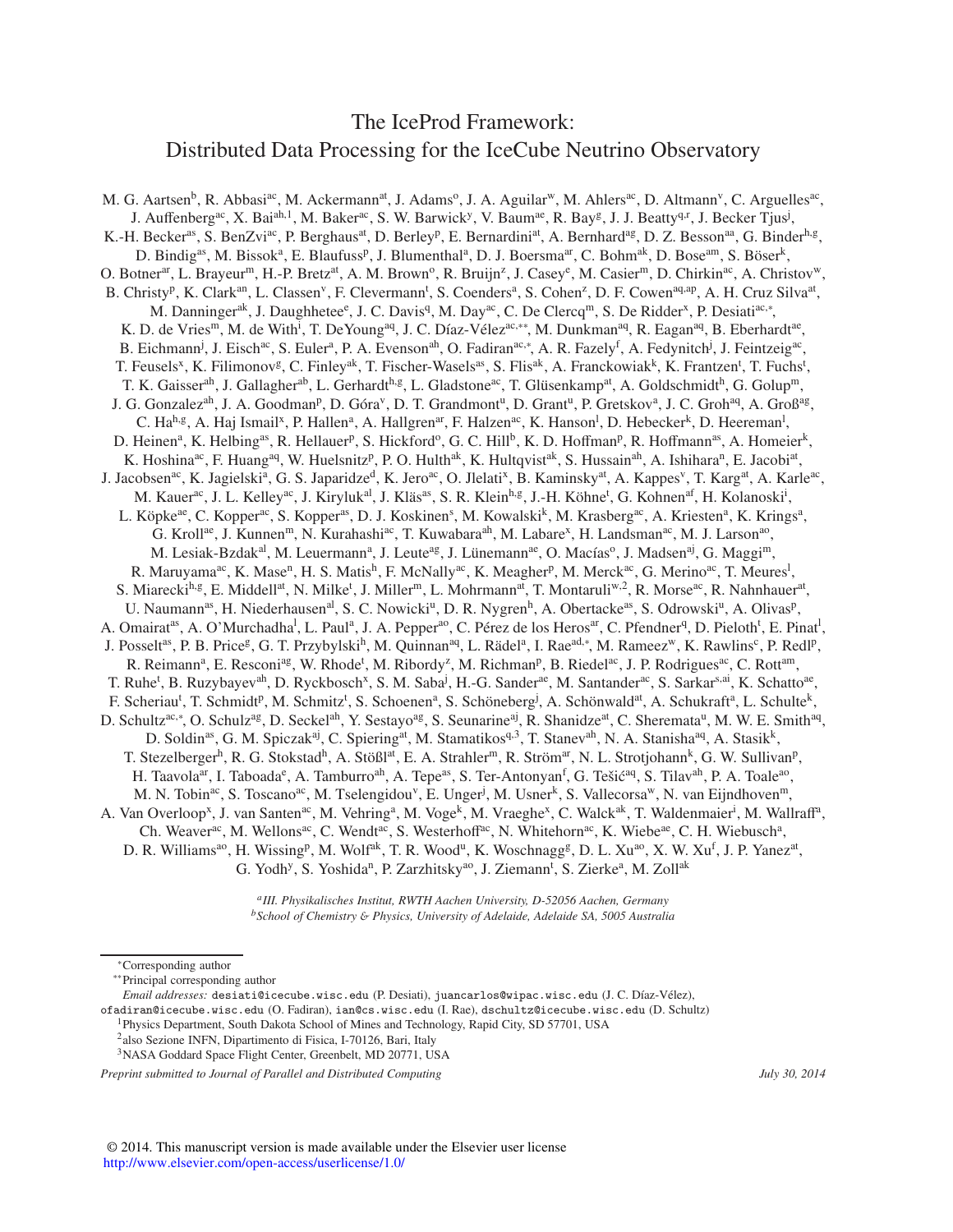# The IceProd Framework: Distributed Data Processing for the IceCube Neutrino Observatory

M. G. Aartsen[b], R. Abbasi[ac], M. Ackermann[at], J. Adams[o], J. A. Aguilar[w], M. Ahlers[ac], D. Altmann[v], C. Arguelles[ac], J. Auffenberg[ac], X. Bai[ah,1], M. Baker[ac], S. W. Barwick[y], V. Baum[ae], R. Bay[g], J. J. Beatty[q,r], J. Becker Tjus[j], K.-H. Becker[as], S. BenZvi[ac], P. Berghaus[at], D. Berley[p], E. Bernardini[at], A. Bernhard[ag], D. Z. Besson[aa], G. Binder[h,g], D. Bindig[as], M. Bissok[a], E. Blaufuss[p], J. Blumenthal[a], D. J. Boersma[ar], C. Bohm[ak], D. Bose[am], S. Böser[k], O. Botner[ar], L. Brayeur[m], H.-P. Bretz[at], A. M. Brown[o], R. Bruijn[z], J. Casey[e], M. Casier[m], D. Chirkin[ac], A. Christov[w], B. Christy[p], K. Clark[an], L. Classen[v], F. Clevermann[t], S. Coenders[a], S. Cohen[z], D. F. Cowen[aq,ap], A. H. Cruz Silva[at], M. Danninger[ak], J. Daughhetee[e], J. C. Davis[q], M. Day[ac], C. De Clercq[m], S. De Ridder[x], P. Desiati[ac,*], K. D. de Vries[m], M. de With[i], T. DeYoung[aq], J. C. Díaz-Vélez[ac,**], M. Dunkman[aq], R. Eagan[aq], B. Eberhardt[ae], B. Eichmann[j], J. Eisch[ac], S. Euler[a], P. A. Evenson[ah], O. Fadiran[ac,*], A. R. Fazely[f], A. Fedynitch[j], J. Feintzeig[ac], T. Feusels[x], K. Filimonov[g], C. Finley[ak], T. Fischer-Wasels[as], S. Flis[ak], A. Franckowiak[k], K. Frantzen[t], T. Fuchs[t], T. K. Gaisser[ah], J. Gallagher[ab], L. Gerhardt[h,g], L. Gladstone[ac], T. Glüsenkamp[at], A. Goldschmidt[h], G. Golup[m], J. G. Gonzalez[ah], J. A. Goodman[p], D. Góra[v], D. T. Grandmont[u], D. Grant[u], P. Gretskov[a], J. C. Groh[aq], A. Groß[ag], C. Ha[h,g], A. Haj Ismail[x], P. Hallen[a], A. Hallgren[ar], F. Halzen[ac], K. Hanson[l], D. Hebecker[k], D. Heereman[l], D. Heinen[a], K. Helbing[as], R. Hellauer[p], S. Hickford[o], G. C. Hill[b], K. D. Hoffman[p], R. Hoffmann[as], A. Homeier[k], K. Hoshina[ac], F. Huang[aq], W. Huelsnitz[p], P. O. Hulth[ak], K. Hultqvist[ak], S. Hussain[ah], A. Ishihara[n], E. Jacobi[at], J. Jacobsen[ac], K. Jagielski[a], G. S. Japaridze[d], K. Jero[ac], O. Jlelati[x], B. Kaminsky[at], A. Kappes[v], T. Karg[at], A. Karle[ac], M. Kauer[ac], J. L. Kelley[ac], J. Kiryluk[al], J. Kläs[as], S. R. Klein[h,g], J.-H. Köhne[t], G. Kohnen[af], H. Kolanoski[i], L. Köpke[ae], C. Kopper[ac], S. Kopper[as], D. J. Koskinen[s], M. Kowalski[k], M. Krasberg[ac], A. Kriesten[a], K. Krings[a], G. Kroll[ae], J. Kunnen[m], N. Kurahashi[ac], T. Kuwabara[ah], M. Labare[x], H. Landsman[ac], M. J. Larson[ao], M. Lesiak-Bzdak[al], M. Leuermann[a], J. Leute[ag], J. Lünemann[ae], O. Macías[o], J. Madsen[aj], G. Maggi[m], R. Maruyama[ac], K. Mase[n], H. S. Matis[h], F. McNally[ac], K. Meagher[p], M. Merck[ac], G. Merino[ac], T. Meures[l], S. Miarecki[h,g], E. Middell[at], N. Milke[t], J. Miller[m], L. Mohrmann[at], T. Montaruli[w,2], R. Morse[ac], R. Nahnhauer[at], U. Naumann[as], H. Niederhausen[al], S. C. Nowicki[u], D. R. Nygren[h], A. Obertacke[as], S. Odrowski[u], A. Olivas[p], A. Omairat[as], A. O'Murchadha[l], L. Paul[a], J. A. Pepper[ao], C. Pérez de los Heros[ar], C. Pfendner[q], D. Pieloth[t], E. Pinat[l], J. Posselt[as], P. B. Price[g], G. T. Przybylski[h], M. Quinnan[aq], L. Rädel[a], I. Rae[ad,*], M. Rameez[w], K. Rawlins[c], P. Redl[p], R. Reimann[a], E. Resconi[ag], W. Rhode[t], M. Ribordy[z], M. Richman[p], B. Riedel[ac], J. P. Rodrigues[ac], C. Rott[am], T. Ruhe[t], B. Ruzybayev[ah], D. Ryckbosch[x], S. M. Saba[j], H.-G. Sander[ae], M. Santander[ac], S. Sarkar[s,ai], K. Schatto[ae], F. Scheriau[t], T. Schmidt[p], M. Schmitz[t], S. Schoenen[a], S. Schöneberg[j], A. Schönwald[at], A. Schukraft[a], L. Schulte[k], D. Schultz[ac,*], O. Schulz[ag], D. Seckel[ah], Y. Sestayo[ag], S. Seunarine[aj], R. Shanidze[at], C. Sheremata[u], M. W. E. Smith[aq], D. Soldin[as], G. M. Spiczak[aj], C. Spiering[at], M. Stamatikos[q,3], T. Stanev[ah], N. A. Stanisha[aq], A. Stasik[k], T. Stezelberger[h], R. G. Stokstad[h], A. Stößl[at], E. A. Strahler[m], R. Ström[ar], N. L. Strotjohann[k], G. W. Sullivan[p], H. Taavola[ar], I. Taboada[e], A. Tamburro[ah], A. Tepe[as], S. Ter-Antonyan[f], G. Tešić[aq], S. Tilav[ah], P. A. Toale[ao], M. N. Tobin[ac], S. Toscano[ac], M. Tselengidou[v], E. Unger[j], M. Usner[k], S. Vallecorsa[w], N. van Eijndhoven[m], A. Van Overloop[x], J. van Santen[ac], M. Vehring[a], M. Voge[k], M. Vraeghe[x], C. Walck[ak], T. Waldenmaier[i], M. Wallraff[a], Ch. Weaver[ac], M. Wellons[ac], C. Wendt[ac], S. Westerhoff[ac], N. Whitehorn[ac], K. Wiebe[ae], C. H. Wiebusch[a], D. R. Williams[ao], H. Wissing[p], M. Wolf[ak], T. R. Wood[u], K. Woschnagg[g], D. L. Xu[ao], X. W. Xu[f], J. P. Yanez[at], G. Yodh[y], S. Yoshida[n], P. Zarzhitsky[ao], J. Ziemann[t], S. Zierke[a], M. Zoll[ak]

*[a]III. Physikalisches Institut, RWTH Aachen University, D-52056 Aachen, Germany*
*[b]School of Chemistry & Physics, University of Adelaide, Adelaide SA, 5005 Australia*

---

*Corresponding author

**Principal corresponding author

*Email addresses:* desiati@icecube.wisc.edu (P. Desiati), juancarlos@wipac.wisc.edu (J. C. Díaz-Vélez), ofadiran@icecube.wisc.edu (O. Fadiran), ian@cs.wisc.edu (I. Rae), dschultz@icecube.wisc.edu (D. Schultz)

[1]Physics Department, South Dakota School of Mines and Technology, Rapid City, SD 57701, USA

[2]also Sezione INFN, Dipartimento di Fisica, I-70126, Bari, Italy

[3]NASA Goddard Space Flight Center, Greenbelt, MD 20771, USA

*Preprint submitted to Journal of Parallel and Distributed Computing* *July 30, 2014*

© 2014. This manuscript version is made available under the Elsevier user license
http://www.elsevier.com/open-access/userlicense/1.0/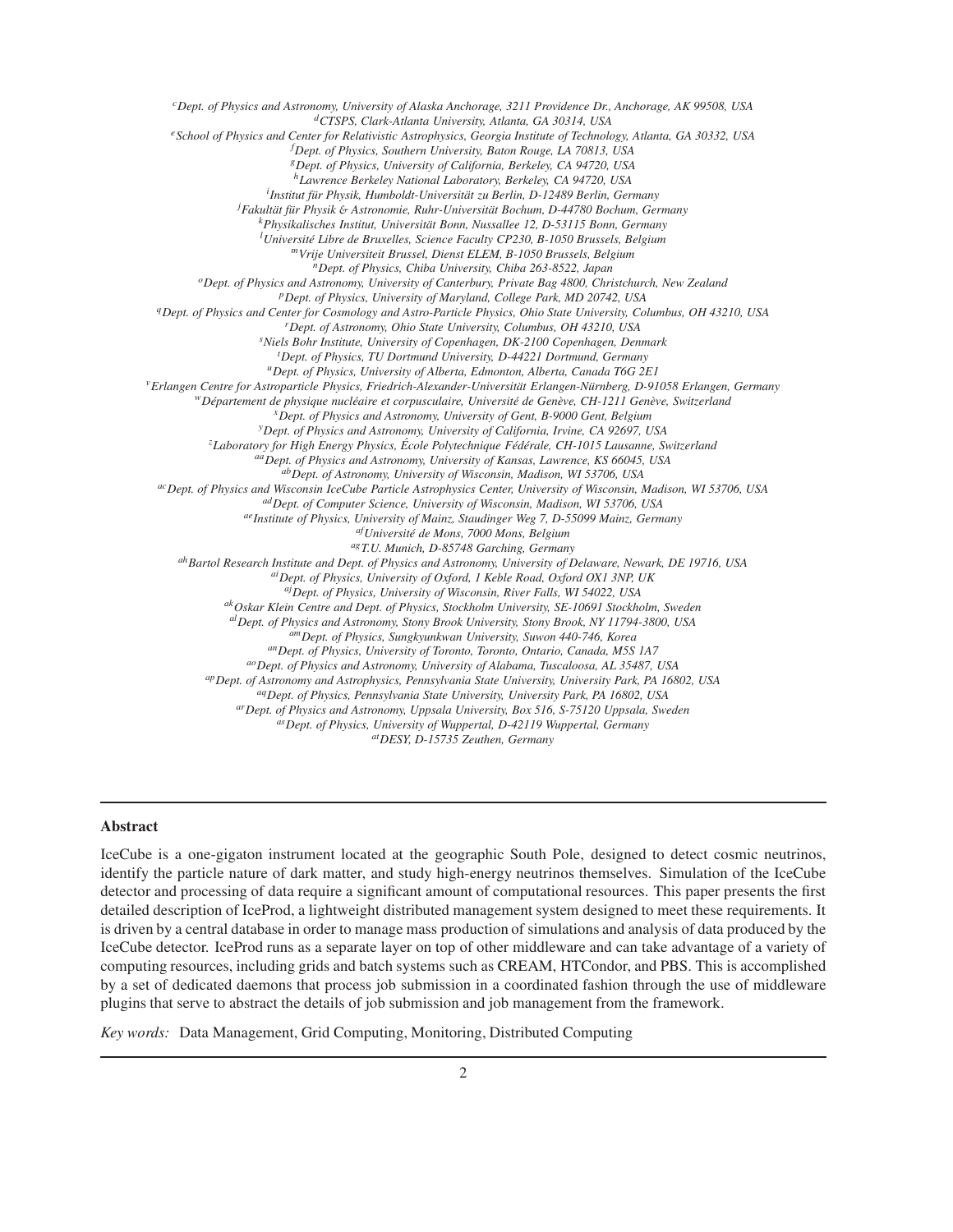[c]Dept. of Physics and Astronomy, University of Alaska Anchorage, 3211 Providence Dr., Anchorage, AK 99508, USA
[d]CTSPS, Clark-Atlanta University, Atlanta, GA 30314, USA
[e]School of Physics and Center for Relativistic Astrophysics, Georgia Institute of Technology, Atlanta, GA 30332, USA
[f]Dept. of Physics, Southern University, Baton Rouge, LA 70813, USA
[g]Dept. of Physics, University of California, Berkeley, CA 94720, USA
[h]Lawrence Berkeley National Laboratory, Berkeley, CA 94720, USA
[i]Institut für Physik, Humboldt-Universität zu Berlin, D-12489 Berlin, Germany
[j]Fakultät für Physik & Astronomie, Ruhr-Universität Bochum, D-44780 Bochum, Germany
[k]Physikalisches Institut, Universität Bonn, Nussallee 12, D-53115 Bonn, Germany
[l]Université Libre de Bruxelles, Science Faculty CP230, B-1050 Brussels, Belgium
[m]Vrije Universiteit Brussel, Dienst ELEM, B-1050 Brussels, Belgium
[n]Dept. of Physics, Chiba University, Chiba 263-8522, Japan
[o]Dept. of Physics and Astronomy, University of Canterbury, Private Bag 4800, Christchurch, New Zealand
[p]Dept. of Physics, University of Maryland, College Park, MD 20742, USA
[q]Dept. of Physics and Center for Cosmology and Astro-Particle Physics, Ohio State University, Columbus, OH 43210, USA
[r]Dept. of Astronomy, Ohio State University, Columbus, OH 43210, USA
[s]Niels Bohr Institute, University of Copenhagen, DK-2100 Copenhagen, Denmark
[t]Dept. of Physics, TU Dortmund University, D-44221 Dortmund, Germany
[u]Dept. of Physics, University of Alberta, Edmonton, Alberta, Canada T6G 2E1
[v]Erlangen Centre for Astroparticle Physics, Friedrich-Alexander-Universität Erlangen-Nürnberg, D-91058 Erlangen, Germany
[w]Département de physique nucléaire et corpusculaire, Université de Genève, CH-1211 Genève, Switzerland
[x]Dept. of Physics and Astronomy, University of Gent, B-9000 Gent, Belgium
[y]Dept. of Physics and Astronomy, University of California, Irvine, CA 92697, USA
[z]Laboratory for High Energy Physics, École Polytechnique Fédérale, CH-1015 Lausanne, Switzerland
[aa]Dept. of Physics and Astronomy, University of Kansas, Lawrence, KS 66045, USA
[ab]Dept. of Astronomy, University of Wisconsin, Madison, WI 53706, USA
[ac]Dept. of Physics and Wisconsin IceCube Particle Astrophysics Center, University of Wisconsin, Madison, WI 53706, USA
[ad]Dept. of Computer Science, University of Wisconsin, Madison, WI 53706, USA
[ae]Institute of Physics, University of Mainz, Staudinger Weg 7, D-55099 Mainz, Germany
[af]Université de Mons, 7000 Mons, Belgium
[ag]T.U. Munich, D-85748 Garching, Germany
[ah]Bartol Research Institute and Dept. of Physics and Astronomy, University of Delaware, Newark, DE 19716, USA
[ai]Dept. of Physics, University of Oxford, 1 Keble Road, Oxford OX1 3NP, UK
[aj]Dept. of Physics, University of Wisconsin, River Falls, WI 54022, USA
[ak]Oskar Klein Centre and Dept. of Physics, Stockholm University, SE-10691 Stockholm, Sweden
[al]Dept. of Physics and Astronomy, Stony Brook University, Stony Brook, NY 11794-3800, USA
[am]Dept. of Physics, Sungkyunkwan University, Suwon 440-746, Korea
[an]Dept. of Physics, University of Toronto, Toronto, Ontario, Canada, M5S 1A7
[ao]Dept. of Physics and Astronomy, University of Alabama, Tuscaloosa, AL 35487, USA
[ap]Dept. of Astronomy and Astrophysics, Pennsylvania State University, University Park, PA 16802, USA
[aq]Dept. of Physics, Pennsylvania State University, University Park, PA 16802, USA
[ar]Dept. of Physics and Astronomy, Uppsala University, Box 516, S-75120 Uppsala, Sweden
[as]Dept. of Physics, University of Wuppertal, D-42119 Wuppertal, Germany
[at]DESY, D-15735 Zeuthen, Germany

## Abstract

IceCube is a one-gigaton instrument located at the geographic South Pole, designed to detect cosmic neutrinos, identify the particle nature of dark matter, and study high-energy neutrinos themselves. Simulation of the IceCube detector and processing of data require a significant amount of computational resources. This paper presents the first detailed description of IceProd, a lightweight distributed management system designed to meet these requirements. It is driven by a central database in order to manage mass production of simulations and analysis of data produced by the IceCube detector. IceProd runs as a separate layer on top of other middleware and can take advantage of a variety of computing resources, including grids and batch systems such as CREAM, HTCondor, and PBS. This is accomplished by a set of dedicated daemons that process job submission in a coordinated fashion through the use of middleware plugins that serve to abstract the details of job submission and job management from the framework.

*Key words:* Data Management, Grid Computing, Monitoring, Distributed Computing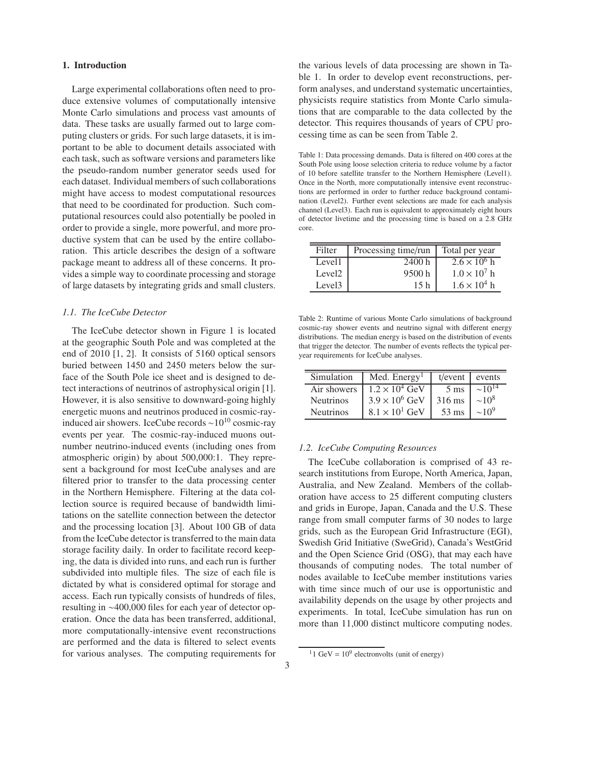## 1. Introduction

Large experimental collaborations often need to produce extensive volumes of computationally intensive Monte Carlo simulations and process vast amounts of data. These tasks are usually farmed out to large computing clusters or grids. For such large datasets, it is important to be able to document details associated with each task, such as software versions and parameters like the pseudo-random number generator seeds used for each dataset. Individual members of such collaborations might have access to modest computational resources that need to be coordinated for production. Such computational resources could also potentially be pooled in order to provide a single, more powerful, and more productive system that can be used by the entire collaboration. This article describes the design of a software package meant to address all of these concerns. It provides a simple way to coordinate processing and storage of large datasets by integrating grids and small clusters.

### *1.1. The IceCube Detector*

The IceCube detector shown in Figure 1 is located at the geographic South Pole and was completed at the end of 2010 [1, 2]. It consists of 5160 optical sensors buried between 1450 and 2450 meters below the surface of the South Pole ice sheet and is designed to detect interactions of neutrinos of astrophysical origin [1]. However, it is also sensitive to downward-going highly energetic muons and neutrinos produced in cosmic-ray-induced air showers. IceCube records $\sim 10^{10}$ cosmic-ray events per year. The cosmic-ray-induced muons outnumber neutrino-induced events (including ones from atmospheric origin) by about 500,000:1. They represent a background for most IceCube analyses and are filtered prior to transfer to the data processing center in the Northern Hemisphere. Filtering at the data collection source is required because of bandwidth limitations on the satellite connection between the detector and the processing location [3]. About 100 GB of data from the IceCube detector is transferred to the main data storage facility daily. In order to facilitate record keeping, the data is divided into runs, and each run is further subdivided into multiple files. The size of each file is dictated by what is considered optimal for storage and access. Each run typically consists of hundreds of files, resulting in $\sim$400,000 files for each year of detector operation. Once the data has been transferred, additional, more computationally-intensive event reconstructions are performed and the data is filtered to select events for various analyses. The computing requirements for the various levels of data processing are shown in Table 1. In order to develop event reconstructions, perform analyses, and understand systematic uncertainties, physicists require statistics from Monte Carlo simulations that are comparable to the data collected by the detector. This requires thousands of years of CPU processing time as can be seen from Table 2.

Table 1: Data processing demands. Data is filtered on 400 cores at the South Pole using loose selection criteria to reduce volume by a factor of 10 before satellite transfer to the Northern Hemisphere (Level1). Once in the North, more computationally intensive event reconstructions are performed in order to further reduce background contamination (Level2). Further event selections are made for each analysis channel (Level3). Each run is equivalent to approximately eight hours of detector livetime and the processing time is based on a 2.8 GHz core.

| Filter | Processing time/run | Total per year |
|---|---|---|
| Level1 | 2400 h | $2.6 \times 10^6$ h |
| Level2 | 9500 h | $1.0 \times 10^7$ h |
| Level3 | 15 h | $1.6 \times 10^4$ h |

Table 2: Runtime of various Monte Carlo simulations of background cosmic-ray shower events and neutrino signal with different energy distributions. The median energy is based on the distribution of events that trigger the detector. The number of events reflects the typical per-year requirements for IceCube analyses.

| Simulation | Med. Energy[1] | t/event | events |
|---|---|---|---|
| Air showers | $1.2 \times 10^4$ GeV | 5 ms | $\sim 10^{14}$ |
| Neutrinos | $3.9 \times 10^6$ GeV | 316 ms | $\sim 10^8$ |
| Neutrinos | $8.1 \times 10^1$ GeV | 53 ms | $\sim 10^9$ |

### *1.2. IceCube Computing Resources*

The IceCube collaboration is comprised of 43 research institutions from Europe, North America, Japan, Australia, and New Zealand. Members of the collaboration have access to 25 different computing clusters and grids in Europe, Japan, Canada and the U.S. These range from small computer farms of 30 nodes to large grids, such as the European Grid Infrastructure (EGI), Swedish Grid Initiative (SweGrid), Canada's WestGrid and the Open Science Grid (OSG), that may each have thousands of computing nodes. The total number of nodes available to IceCube member institutions varies with time since much of our use is opportunistic and availability depends on the usage by other projects and experiments. In total, IceCube simulation has run on more than 11,000 distinct multicore computing nodes.

[1] 1 GeV = $10^9$ electronvolts (unit of energy)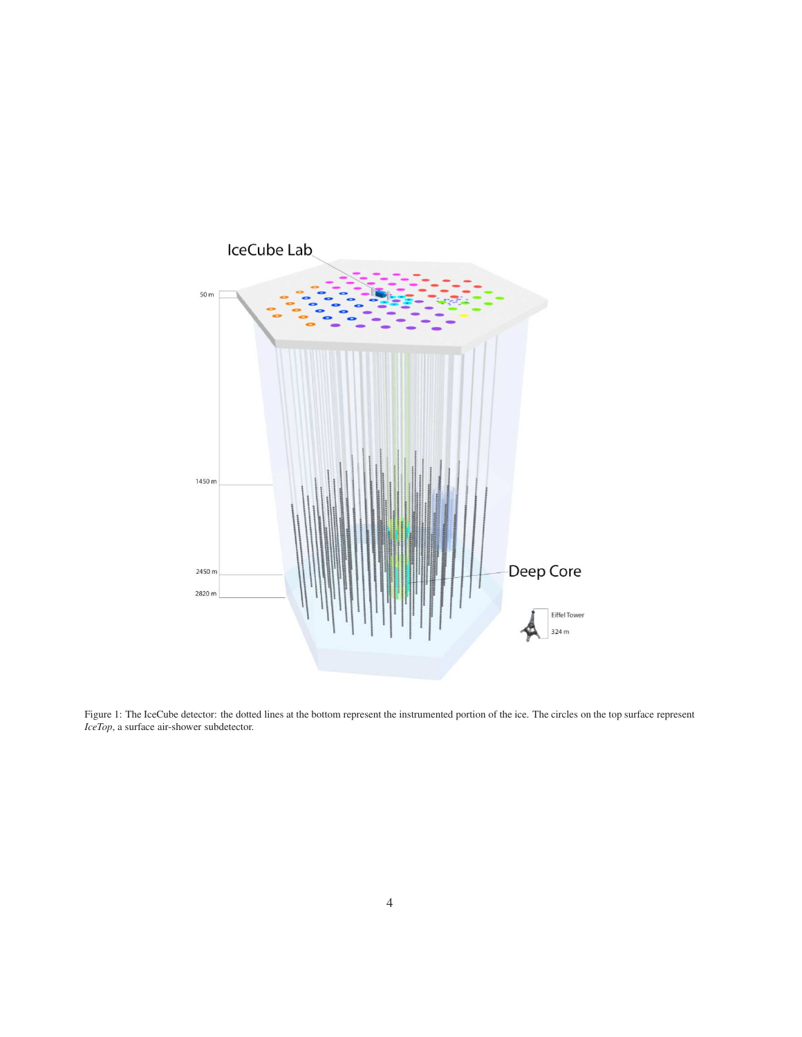Figure 1: The IceCube detector: the dotted lines at the bottom represent the instrumented portion of the ice. The circles on the top surface represent *IceTop*, a surface air-shower subdetector.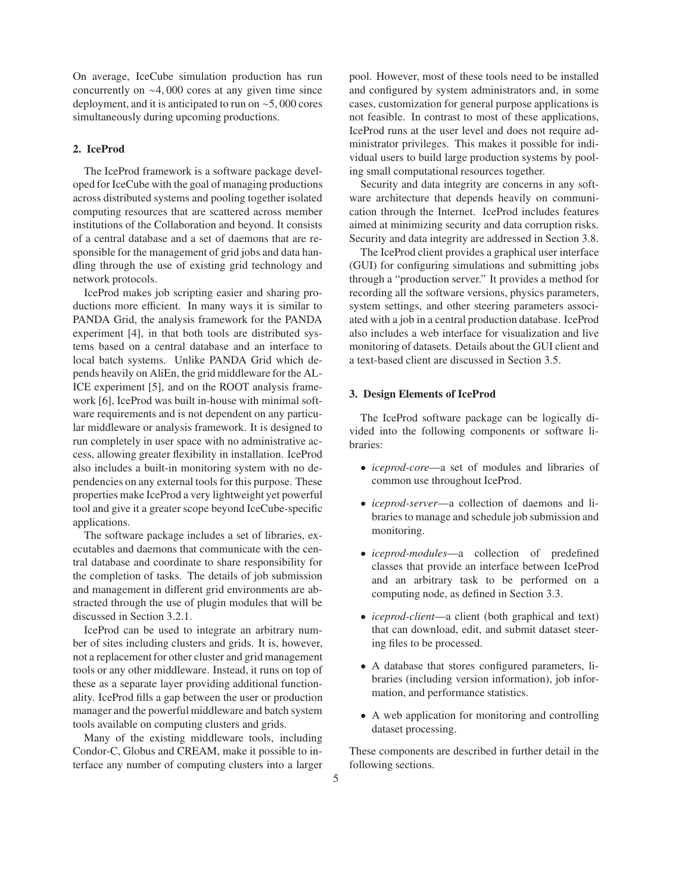On average, IceCube simulation production has run concurrently on ~4,000 cores at any given time since deployment, and it is anticipated to run on ~5,000 cores simultaneously during upcoming productions.

## 2. IceProd

The IceProd framework is a software package developed for IceCube with the goal of managing productions across distributed systems and pooling together isolated computing resources that are scattered across member institutions of the Collaboration and beyond. It consists of a central database and a set of daemons that are responsible for the management of grid jobs and data handling through the use of existing grid technology and network protocols.

IceProd makes job scripting easier and sharing productions more efficient. In many ways it is similar to PANDA Grid, the analysis framework for the PANDA experiment [4], in that both tools are distributed systems based on a central database and an interface to local batch systems. Unlike PANDA Grid which depends heavily on AliEn, the grid middleware for the ALICE experiment [5], and on the ROOT analysis framework [6], IceProd was built in-house with minimal software requirements and is not dependent on any particular middleware or analysis framework. It is designed to run completely in user space with no administrative access, allowing greater flexibility in installation. IceProd also includes a built-in monitoring system with no dependencies on any external tools for this purpose. These properties make IceProd a very lightweight yet powerful tool and give it a greater scope beyond IceCube-specific applications.

The software package includes a set of libraries, executables and daemons that communicate with the central database and coordinate to share responsibility for the completion of tasks. The details of job submission and management in different grid environments are abstracted through the use of plugin modules that will be discussed in Section 3.2.1.

IceProd can be used to integrate an arbitrary number of sites including clusters and grids. It is, however, not a replacement for other cluster and grid management tools or any other middleware. Instead, it runs on top of these as a separate layer providing additional functionality. IceProd fills a gap between the user or production manager and the powerful middleware and batch system tools available on computing clusters and grids.

Many of the existing middleware tools, including Condor-C, Globus and CREAM, make it possible to interface any number of computing clusters into a larger pool. However, most of these tools need to be installed and configured by system administrators and, in some cases, customization for general purpose applications is not feasible. In contrast to most of these applications, IceProd runs at the user level and does not require administrator privileges. This makes it possible for individual users to build large production systems by pooling small computational resources together.

Security and data integrity are concerns in any software architecture that depends heavily on communication through the Internet. IceProd includes features aimed at minimizing security and data corruption risks. Security and data integrity are addressed in Section 3.8.

The IceProd client provides a graphical user interface (GUI) for configuring simulations and submitting jobs through a "production server." It provides a method for recording all the software versions, physics parameters, system settings, and other steering parameters associated with a job in a central production database. IceProd also includes a web interface for visualization and live monitoring of datasets. Details about the GUI client and a text-based client are discussed in Section 3.5.

## 3. Design Elements of IceProd

The IceProd software package can be logically divided into the following components or software libraries:

- *iceprod-core*—a set of modules and libraries of common use throughout IceProd.
- *iceprod-server*—a collection of daemons and libraries to manage and schedule job submission and monitoring.
- *iceprod-modules*—a collection of predefined classes that provide an interface between IceProd and an arbitrary task to be performed on a computing node, as defined in Section 3.3.
- *iceprod-client*—a client (both graphical and text) that can download, edit, and submit dataset steering files to be processed.
- A database that stores configured parameters, libraries (including version information), job information, and performance statistics.
- A web application for monitoring and controlling dataset processing.

These components are described in further detail in the following sections.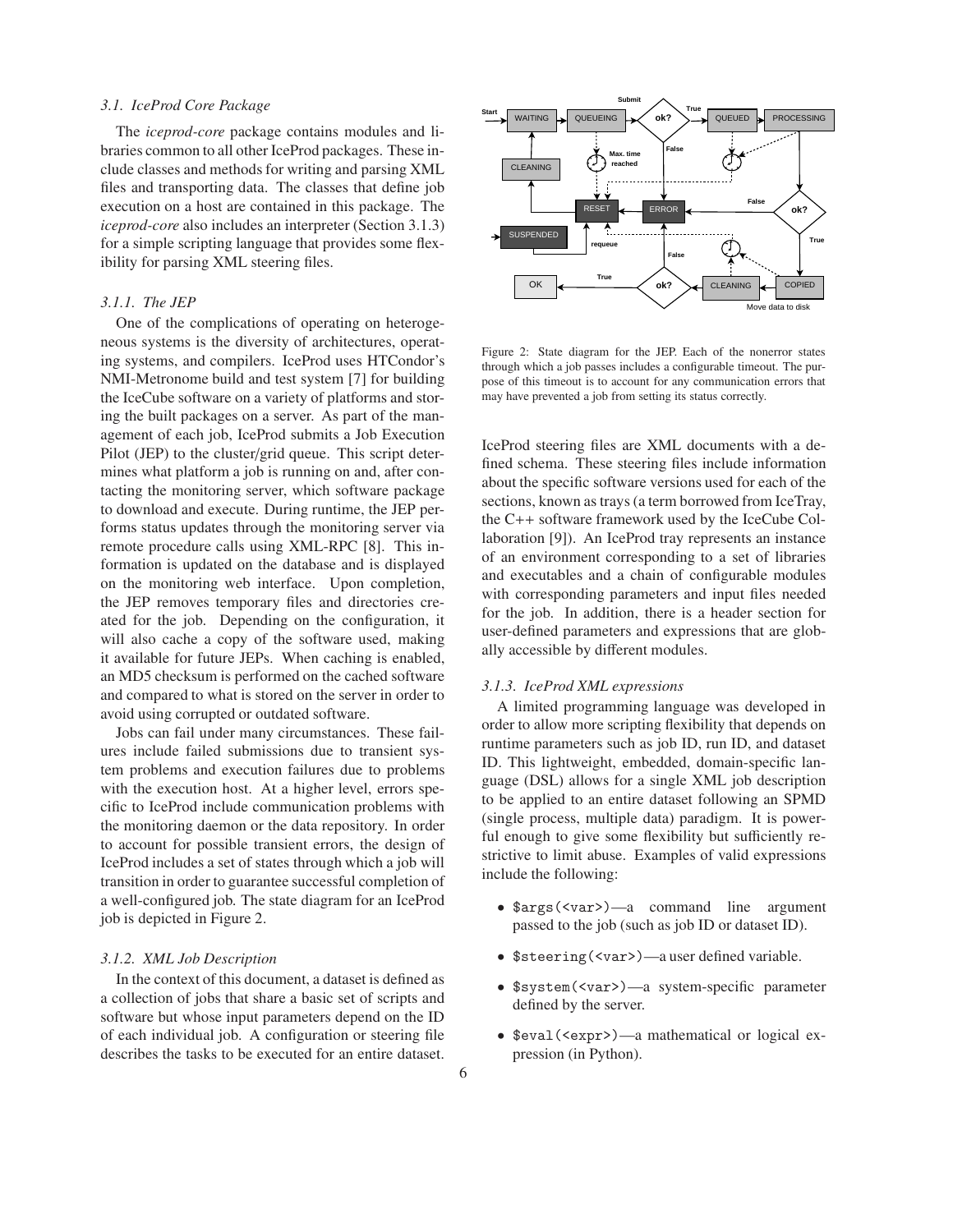### 3.1. IceProd Core Package

The *iceprod-core* package contains modules and libraries common to all other IceProd packages. These include classes and methods for writing and parsing XML files and transporting data. The classes that define job execution on a host are contained in this package. The *iceprod-core* also includes an interpreter (Section 3.1.3) for a simple scripting language that provides some flexibility for parsing XML steering files.

#### 3.1.1. The JEP

One of the complications of operating on heterogeneous systems is the diversity of architectures, operating systems, and compilers. IceProd uses HTCondor's NMI-Metronome build and test system [7] for building the IceCube software on a variety of platforms and storing the built packages on a server. As part of the management of each job, IceProd submits a Job Execution Pilot (JEP) to the cluster/grid queue. This script determines what platform a job is running on and, after contacting the monitoring server, which software package to download and execute. During runtime, the JEP performs status updates through the monitoring server via remote procedure calls using XML-RPC [8]. This information is updated on the database and is displayed on the monitoring web interface. Upon completion, the JEP removes temporary files and directories created for the job. Depending on the configuration, it will also cache a copy of the software used, making it available for future JEPs. When caching is enabled, an MD5 checksum is performed on the cached software and compared to what is stored on the server in order to avoid using corrupted or outdated software.

Jobs can fail under many circumstances. These failures include failed submissions due to transient system problems and execution failures due to problems with the execution host. At a higher level, errors specific to IceProd include communication problems with the monitoring daemon or the data repository. In order to account for possible transient errors, the design of IceProd includes a set of states through which a job will transition in order to guarantee successful completion of a well-configured job. The state diagram for an IceProd job is depicted in Figure 2.

#### 3.1.2. XML Job Description

In the context of this document, a dataset is defined as a collection of jobs that share a basic set of scripts and software but whose input parameters depend on the ID of each individual job. A configuration or steering file describes the tasks to be executed for an entire dataset.

Submit
Start
WAITING
QUEUEING
ok?
True
QUEUED
PROCESSING
Max. time reached
False
CLEANING
RESET
ERROR
False
ok?
SUSPENDED
requeue
True
False
OK
True
ok?
CLEANING
COPIED
Move data to disk

Figure 2: State diagram for the JEP. Each of the nonerror states through which a job passes includes a configurable timeout. The purpose of this timeout is to account for any communication errors that may have prevented a job from setting its status correctly.

IceProd steering files are XML documents with a defined schema. These steering files include information about the specific software versions used for each of the sections, known as trays (a term borrowed from IceTray, the C++ software framework used by the IceCube Collaboration [9]). An IceProd tray represents an instance of an environment corresponding to a set of libraries and executables and a chain of configurable modules with corresponding parameters and input files needed for the job. In addition, there is a header section for user-defined parameters and expressions that are globally accessible by different modules.

#### 3.1.3. IceProd XML expressions

A limited programming language was developed in order to allow more scripting flexibility that depends on runtime parameters such as job ID, run ID, and dataset ID. This lightweight, embedded, domain-specific language (DSL) allows for a single XML job description to be applied to an entire dataset following an SPMD (single process, multiple data) paradigm. It is powerful enough to give some flexibility but sufficiently restrictive to limit abuse. Examples of valid expressions include the following:

- `$args(<var>)`—a command line argument passed to the job (such as job ID or dataset ID).
- `$steering(<var>)`—a user defined variable.
- `$system(<var>)`—a system-specific parameter defined by the server.
- `$eval(<expr>)`—a mathematical or logical expression (in Python).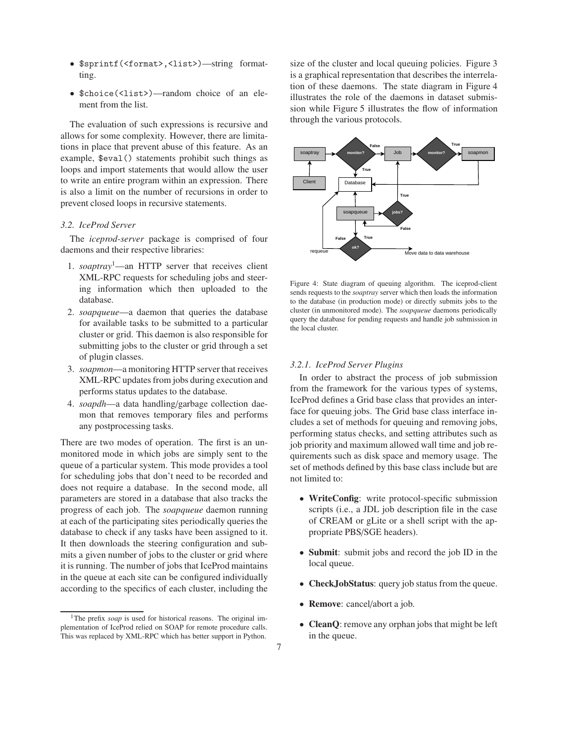- `$sprintf(<format>,<list>)`—string formatting.
- `$choice(<list>)`—random choice of an element from the list.

The evaluation of such expressions is recursive and allows for some complexity. However, there are limitations in place that prevent abuse of this feature. As an example, `$eval()` statements prohibit such things as loops and import statements that would allow the user to write an entire program within an expression. There is also a limit on the number of recursions in order to prevent closed loops in recursive statements.

### 3.2. IceProd Server

The *iceprod-server* package is comprised of four daemons and their respective libraries:

1. *soaptray*[1]—an HTTP server that receives client XML-RPC requests for scheduling jobs and steering information which then uploaded to the database.
2. *soapqueue*—a daemon that queries the database for available tasks to be submitted to a particular cluster or grid. This daemon is also responsible for submitting jobs to the cluster or grid through a set of plugin classes.
3. *soapmon*—a monitoring HTTP server that receives XML-RPC updates from jobs during execution and performs status updates to the database.
4. *soapdh*—a data handling/garbage collection daemon that removes temporary files and performs any postprocessing tasks.

There are two modes of operation. The first is an unmonitored mode in which jobs are simply sent to the queue of a particular system. This mode provides a tool for scheduling jobs that don't need to be recorded and does not require a database. In the second mode, all parameters are stored in a database that also tracks the progress of each job. The *soapqueue* daemon running at each of the participating sites periodically queries the database to check if any tasks have been assigned to it. It then downloads the steering configuration and submits a given number of jobs to the cluster or grid where it is running. The number of jobs that IceProd maintains in the queue at each site can be configured individually according to the specifics of each cluster, including the size of the cluster and local queuing policies. Figure 3 is a graphical representation that describes the interrelation of these daemons. The state diagram in Figure 4 illustrates the role of the daemons in dataset submission while Figure 5 illustrates the flow of information through the various protocols.

Figure 4: State diagram of queuing algorithm. The iceprod-client sends requests to the *soaptray* server which then loads the information to the database (in production mode) or directly submits jobs to the cluster (in unmonitored mode). The *soapqueue* daemons periodically query the database for pending requests and handle job submission in the local cluster.

#### 3.2.1. IceProd Server Plugins

In order to abstract the process of job submission from the framework for the various types of systems, IceProd defines a Grid base class that provides an interface for queuing jobs. The Grid base class interface includes a set of methods for queuing and removing jobs, performing status checks, and setting attributes such as job priority and maximum allowed wall time and job requirements such as disk space and memory usage. The set of methods defined by this base class include but are not limited to:

- **WriteConfig**: write protocol-specific submission scripts (i.e., a JDL job description file in the case of CREAM or gLite or a shell script with the appropriate PBS/SGE headers).
- **Submit**: submit jobs and record the job ID in the local queue.
- **CheckJobStatus**: query job status from the queue.
- **Remove**: cancel/abort a job.
- **CleanQ**: remove any orphan jobs that might be left in the queue.

[1] The prefix *soap* is used for historical reasons. The original implementation of IceProd relied on SOAP for remote procedure calls. This was replaced by XML-RPC which has better support in Python.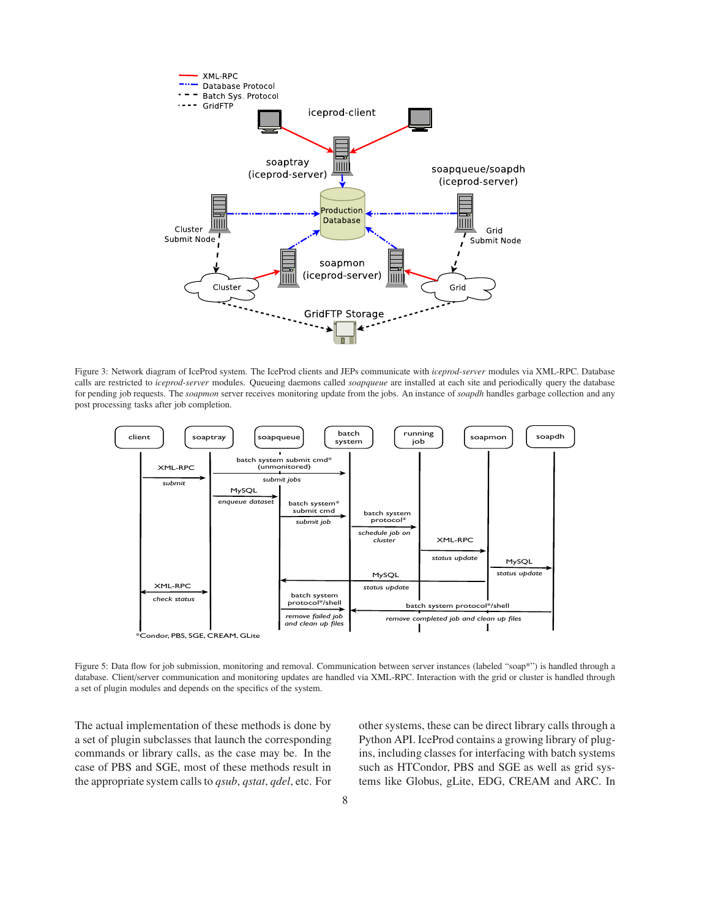Figure 3: Network diagram of IceProd system. The IceProd clients and JEPs communicate with *iceprod-server* modules via XML-RPC. Database calls are restricted to *iceprod-server* modules. Queueing daemons called *soapqueue* are installed at each site and periodically query the database for pending job requests. The *soapmon* server receives monitoring update from the jobs. An instance of *soapdh* handles garbage collection and any post processing tasks after job completion.

Figure 5: Data flow for job submission, monitoring and removal. Communication between server instances (labeled "soap*") is handled through a database. Client/server communication and monitoring updates are handled via XML-RPC. Interaction with the grid or cluster is handled through a set of plugin modules and depends on the specifics of the system.

The actual implementation of these methods is done by a set of plugin subclasses that launch the corresponding commands or library calls, as the case may be. In the case of PBS and SGE, most of these methods result in the appropriate system calls to *qsub*, *qstat*, *qdel*, etc. For other systems, these can be direct library calls through a Python API. IceProd contains a growing library of plugins, including classes for interfacing with batch systems such as HTCondor, PBS and SGE as well as grid systems like Globus, gLite, EDG, CREAM and ARC. In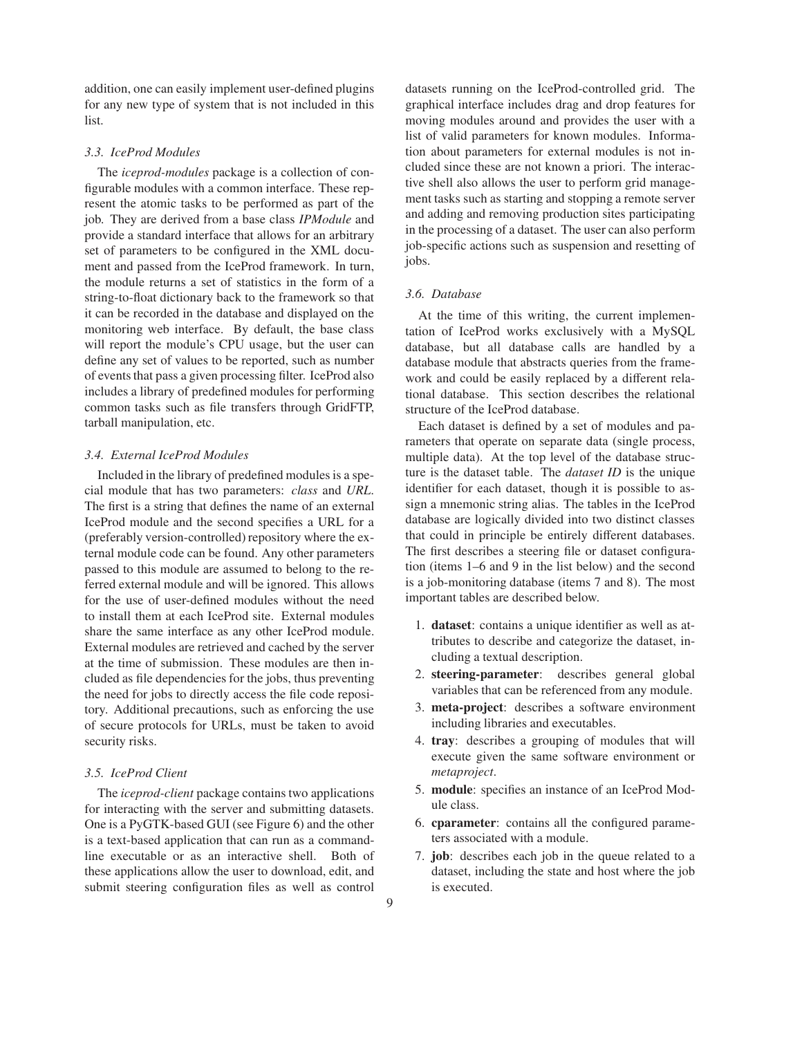addition, one can easily implement user-defined plugins for any new type of system that is not included in this list.

### 3.3. IceProd Modules

The *iceprod-modules* package is a collection of configurable modules with a common interface. These represent the atomic tasks to be performed as part of the job. They are derived from a base class *IPModule* and provide a standard interface that allows for an arbitrary set of parameters to be configured in the XML document and passed from the IceProd framework. In turn, the module returns a set of statistics in the form of a string-to-float dictionary back to the framework so that it can be recorded in the database and displayed on the monitoring web interface. By default, the base class will report the module's CPU usage, but the user can define any set of values to be reported, such as number of events that pass a given processing filter. IceProd also includes a library of predefined modules for performing common tasks such as file transfers through GridFTP, tarball manipulation, etc.

### 3.4. External IceProd Modules

Included in the library of predefined modules is a special module that has two parameters: *class* and *URL*. The first is a string that defines the name of an external IceProd module and the second specifies a URL for a (preferably version-controlled) repository where the external module code can be found. Any other parameters passed to this module are assumed to belong to the referred external module and will be ignored. This allows for the use of user-defined modules without the need to install them at each IceProd site. External modules share the same interface as any other IceProd module. External modules are retrieved and cached by the server at the time of submission. These modules are then included as file dependencies for the jobs, thus preventing the need for jobs to directly access the file code repository. Additional precautions, such as enforcing the use of secure protocols for URLs, must be taken to avoid security risks.

### 3.5. IceProd Client

The *iceprod-client* package contains two applications for interacting with the server and submitting datasets. One is a PyGTK-based GUI (see Figure 6) and the other is a text-based application that can run as a command-line executable or as an interactive shell. Both of these applications allow the user to download, edit, and submit steering configuration files as well as control datasets running on the IceProd-controlled grid. The graphical interface includes drag and drop features for moving modules around and provides the user with a list of valid parameters for known modules. Information about parameters for external modules is not included since these are not known a priori. The interactive shell also allows the user to perform grid management tasks such as starting and stopping a remote server and adding and removing production sites participating in the processing of a dataset. The user can also perform job-specific actions such as suspension and resetting of jobs.

### 3.6. Database

At the time of this writing, the current implementation of IceProd works exclusively with a MySQL database, but all database calls are handled by a database module that abstracts queries from the framework and could be easily replaced by a different relational database. This section describes the relational structure of the IceProd database.

Each dataset is defined by a set of modules and parameters that operate on separate data (single process, multiple data). At the top level of the database structure is the dataset table. The *dataset ID* is the unique identifier for each dataset, though it is possible to assign a mnemonic string alias. The tables in the IceProd database are logically divided into two distinct classes that could in principle be entirely different databases. The first describes a steering file or dataset configuration (items 1–6 and 9 in the list below) and the second is a job-monitoring database (items 7 and 8). The most important tables are described below.

1. **dataset**: contains a unique identifier as well as attributes to describe and categorize the dataset, including a textual description.
2. **steering-parameter**: describes general global variables that can be referenced from any module.
3. **meta-project**: describes a software environment including libraries and executables.
4. **tray**: describes a grouping of modules that will execute given the same software environment or *metaproject*.
5. **module**: specifies an instance of an IceProd Module class.
6. **cparameter**: contains all the configured parameters associated with a module.
7. **job**: describes each job in the queue related to a dataset, including the state and host where the job is executed.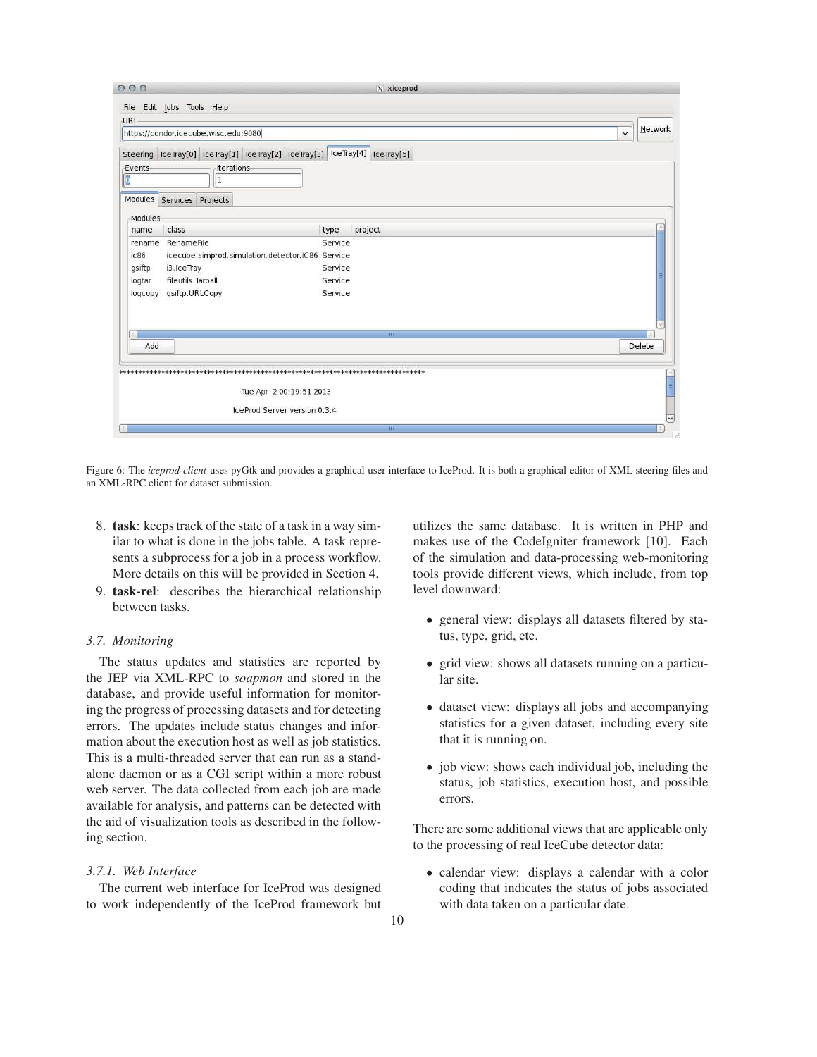Figure 6: The *iceprod-client* uses pyGtk and provides a graphical user interface to IceProd. It is both a graphical editor of XML steering files and an XML-RPC client for dataset submission.

8. **task**: keeps track of the state of a task in a way similar to what is done in the jobs table. A task represents a subprocess for a job in a process workflow. More details on this will be provided in Section 4.
9. **task-rel**: describes the hierarchical relationship between tasks.

### 3.7. Monitoring

The status updates and statistics are reported by the JEP via XML-RPC to *soapmon* and stored in the database, and provide useful information for monitoring the progress of processing datasets and for detecting errors. The updates include status changes and information about the execution host as well as job statistics. This is a multi-threaded server that can run as a stand-alone daemon or as a CGI script within a more robust web server. The data collected from each job are made available for analysis, and patterns can be detected with the aid of visualization tools as described in the following section.

#### 3.7.1. Web Interface

The current web interface for IceProd was designed to work independently of the IceProd framework but utilizes the same database. It is written in PHP and makes use of the CodeIgniter framework [10]. Each of the simulation and data-processing web-monitoring tools provide different views, which include, from top level downward:

- general view: displays all datasets filtered by status, type, grid, etc.
- grid view: shows all datasets running on a particular site.
- dataset view: displays all jobs and accompanying statistics for a given dataset, including every site that it is running on.
- job view: shows each individual job, including the status, job statistics, execution host, and possible errors.

There are some additional views that are applicable only to the processing of real IceCube detector data:

- calendar view: displays a calendar with a color coding that indicates the status of jobs associated with data taken on a particular date.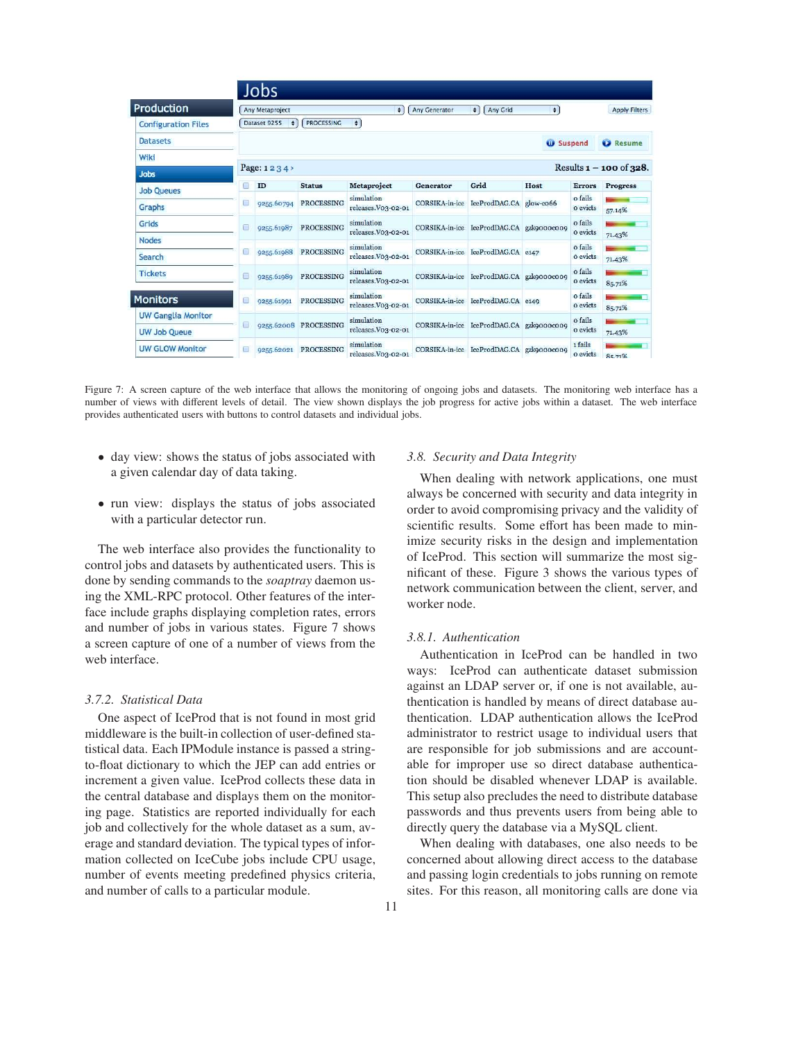Figure 7: A screen capture of the web interface that allows the monitoring of ongoing jobs and datasets. The monitoring web interface has a number of views with different levels of detail. The view shown displays the job progress for active jobs within a dataset. The web interface provides authenticated users with buttons to control datasets and individual jobs.

- day view: shows the status of jobs associated with a given calendar day of data taking.

- run view: displays the status of jobs associated with a particular detector run.

The web interface also provides the functionality to control jobs and datasets by authenticated users. This is done by sending commands to the *soaptray* daemon using the XML-RPC protocol. Other features of the interface include graphs displaying completion rates, errors and number of jobs in various states. Figure 7 shows a screen capture of one of a number of views from the web interface.

#### *3.7.2. Statistical Data*

One aspect of IceProd that is not found in most grid middleware is the built-in collection of user-defined statistical data. Each IPModule instance is passed a string-to-float dictionary to which the JEP can add entries or increment a given value. IceProd collects these data in the central database and displays them on the monitoring page. Statistics are reported individually for each job and collectively for the whole dataset as a sum, average and standard deviation. The typical types of information collected on IceCube jobs include CPU usage, number of events meeting predefined physics criteria, and number of calls to a particular module.

### *3.8. Security and Data Integrity*

When dealing with network applications, one must always be concerned with security and data integrity in order to avoid compromising privacy and the validity of scientific results. Some effort has been made to minimize security risks in the design and implementation of IceProd. This section will summarize the most significant of these. Figure 3 shows the various types of network communication between the client, server, and worker node.

#### *3.8.1. Authentication*

Authentication in IceProd can be handled in two ways: IceProd can authenticate dataset submission against an LDAP server or, if one is not available, authentication is handled by means of direct database authentication. LDAP authentication allows the IceProd administrator to restrict usage to individual users that are responsible for job submissions and are accountable for improper use so direct database authentication should be disabled whenever LDAP is available. This setup also precludes the need to distribute database passwords and thus prevents users from being able to directly query the database via a MySQL client.

When dealing with databases, one also needs to be concerned about allowing direct access to the database and passing login credentials to jobs running on remote sites. For this reason, all monitoring calls are done via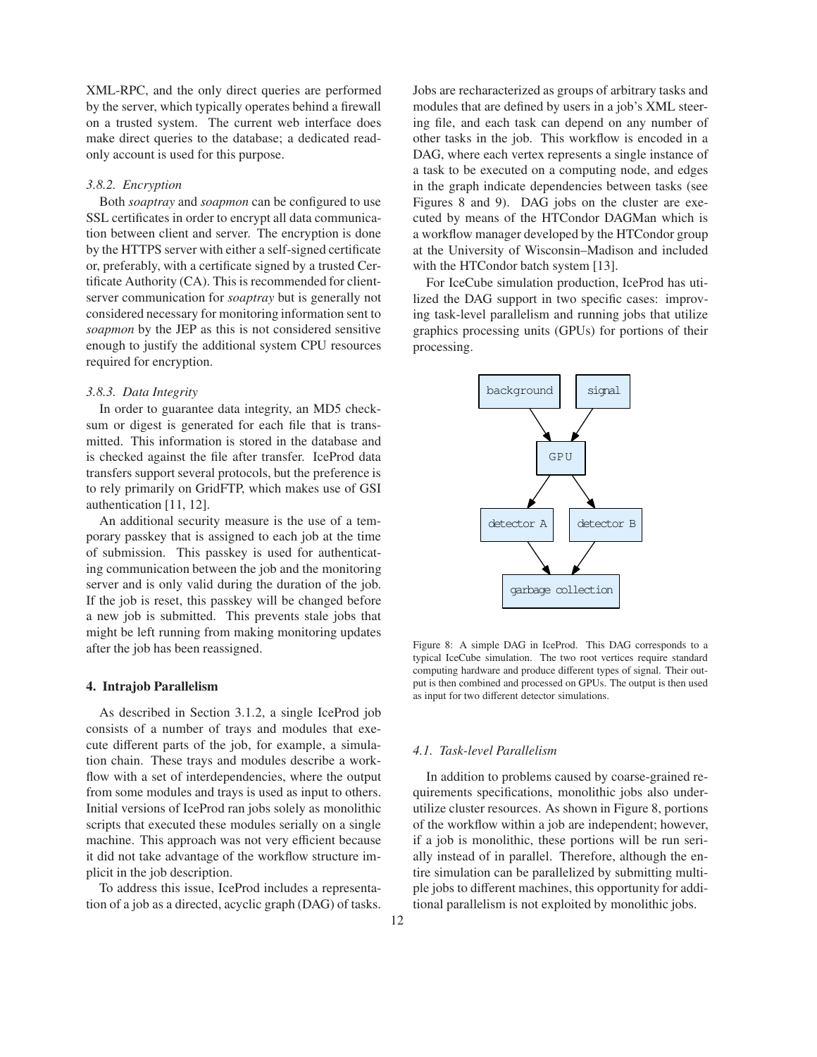XML-RPC, and the only direct queries are performed by the server, which typically operates behind a firewall on a trusted system. The current web interface does make direct queries to the database; a dedicated read-only account is used for this purpose.

#### *3.8.2. Encryption*

Both *soaptray* and *soapmon* can be configured to use SSL certificates in order to encrypt all data communication between client and server. The encryption is done by the HTTPS server with either a self-signed certificate or, preferably, with a certificate signed by a trusted Certificate Authority (CA). This is recommended for client-server communication for *soaptray* but is generally not considered necessary for monitoring information sent to *soapmon* by the JEP as this is not considered sensitive enough to justify the additional system CPU resources required for encryption.

#### *3.8.3. Data Integrity*

In order to guarantee data integrity, an MD5 checksum or digest is generated for each file that is transmitted. This information is stored in the database and is checked against the file after transfer. IceProd data transfers support several protocols, but the preference is to rely primarily on GridFTP, which makes use of GSI authentication [11, 12].

An additional security measure is the use of a temporary passkey that is assigned to each job at the time of submission. This passkey is used for authenticating communication between the job and the monitoring server and is only valid during the duration of the job. If the job is reset, this passkey will be changed before a new job is submitted. This prevents stale jobs that might be left running from making monitoring updates after the job has been reassigned.

## 4. Intrajob Parallelism

As described in Section 3.1.2, a single IceProd job consists of a number of trays and modules that execute different parts of the job, for example, a simulation chain. These trays and modules describe a workflow with a set of interdependencies, where the output from some modules and trays is used as input to others. Initial versions of IceProd ran jobs solely as monolithic scripts that executed these modules serially on a single machine. This approach was not very efficient because it did not take advantage of the workflow structure implicit in the job description.

To address this issue, IceProd includes a representation of a job as a directed, acyclic graph (DAG) of tasks. Jobs are recharacterized as groups of arbitrary tasks and modules that are defined by users in a job's XML steering file, and each task can depend on any number of other tasks in the job. This workflow is encoded in a DAG, where each vertex represents a single instance of a task to be executed on a computing node, and edges in the graph indicate dependencies between tasks (see Figures 8 and 9). DAG jobs on the cluster are executed by means of the HTCondor DAGMan which is a workflow manager developed by the HTCondor group at the University of Wisconsin–Madison and included with the HTCondor batch system [13].

For IceCube simulation production, IceProd has utilized the DAG support in two specific cases: improving task-level parallelism and running jobs that utilize graphics processing units (GPUs) for portions of their processing.

background

signal

GPU

detector A

detector B

garbage collection

Figure 8: A simple DAG in IceProd. This DAG corresponds to a typical IceCube simulation. The two root vertices require standard computing hardware and produce different types of signal. Their output is then combined and processed on GPUs. The output is then used as input for two different detector simulations.

### *4.1. Task-level Parallelism*

In addition to problems caused by coarse-grained requirements specifications, monolithic jobs also underutilize cluster resources. As shown in Figure 8, portions of the workflow within a job are independent; however, if a job is monolithic, these portions will be run serially instead of in parallel. Therefore, although the entire simulation can be parallelized by submitting multiple jobs to different machines, this opportunity for additional parallelism is not exploited by monolithic jobs.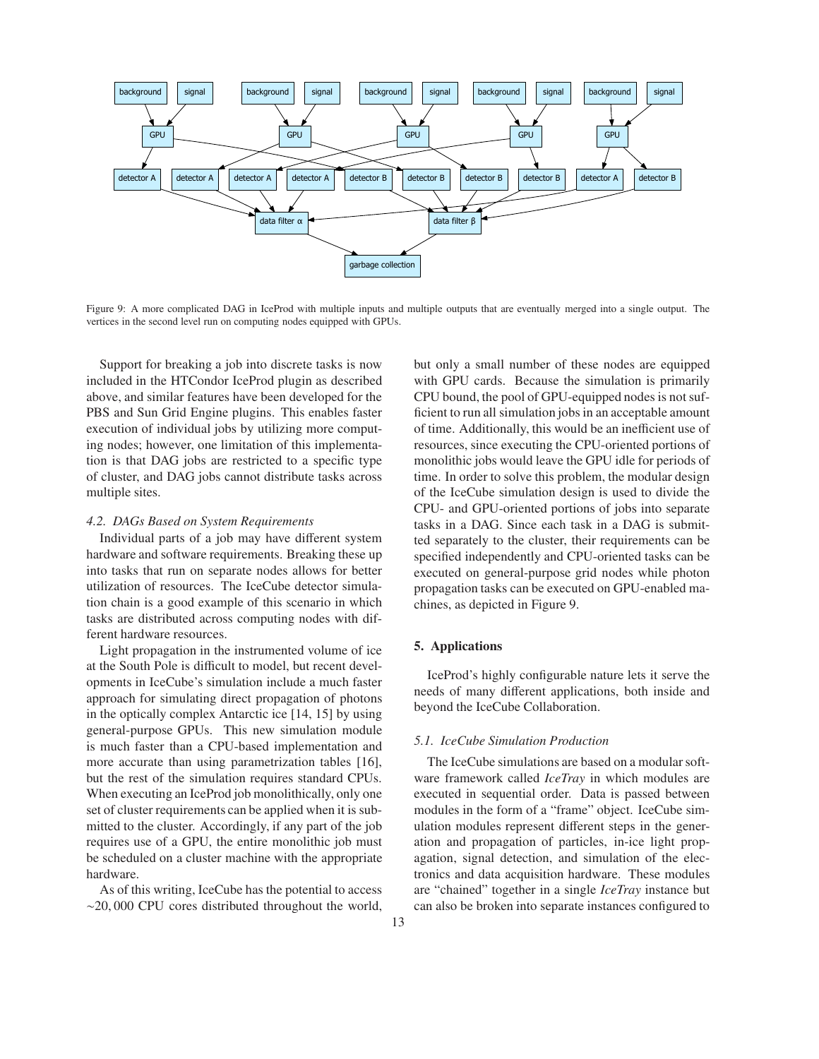Figure 9: A more complicated DAG in IceProd with multiple inputs and multiple outputs that are eventually merged into a single output. The vertices in the second level run on computing nodes equipped with GPUs.

Support for breaking a job into discrete tasks is now included in the HTCondor IceProd plugin as described above, and similar features have been developed for the PBS and Sun Grid Engine plugins. This enables faster execution of individual jobs by utilizing more computing nodes; however, one limitation of this implementation is that DAG jobs are restricted to a specific type of cluster, and DAG jobs cannot distribute tasks across multiple sites.

### *4.2. DAGs Based on System Requirements*

Individual parts of a job may have different system hardware and software requirements. Breaking these up into tasks that run on separate nodes allows for better utilization of resources. The IceCube detector simulation chain is a good example of this scenario in which tasks are distributed across computing nodes with different hardware resources.

Light propagation in the instrumented volume of ice at the South Pole is difficult to model, but recent developments in IceCube's simulation include a much faster approach for simulating direct propagation of photons in the optically complex Antarctic ice [14, 15] by using general-purpose GPUs. This new simulation module is much faster than a CPU-based implementation and more accurate than using parametrization tables [16], but the rest of the simulation requires standard CPUs. When executing an IceProd job monolithically, only one set of cluster requirements can be applied when it is submitted to the cluster. Accordingly, if any part of the job requires use of a GPU, the entire monolithic job must be scheduled on a cluster machine with the appropriate hardware.

As of this writing, IceCube has the potential to access $\sim$20,000 CPU cores distributed throughout the world, but only a small number of these nodes are equipped with GPU cards. Because the simulation is primarily CPU bound, the pool of GPU-equipped nodes is not sufficient to run all simulation jobs in an acceptable amount of time. Additionally, this would be an inefficient use of resources, since executing the CPU-oriented portions of monolithic jobs would leave the GPU idle for periods of time. In order to solve this problem, the modular design of the IceCube simulation design is used to divide the CPU- and GPU-oriented portions of jobs into separate tasks in a DAG. Since each task in a DAG is submitted separately to the cluster, their requirements can be specified independently and CPU-oriented tasks can be executed on general-purpose grid nodes while photon propagation tasks can be executed on GPU-enabled machines, as depicted in Figure 9.

## 5. Applications

IceProd's highly configurable nature lets it serve the needs of many different applications, both inside and beyond the IceCube Collaboration.

### *5.1. IceCube Simulation Production*

The IceCube simulations are based on a modular software framework called *IceTray* in which modules are executed in sequential order. Data is passed between modules in the form of a "frame" object. IceCube simulation modules represent different steps in the generation and propagation of particles, in-ice light propagation, signal detection, and simulation of the electronics and data acquisition hardware. These modules are "chained" together in a single *IceTray* instance but can also be broken into separate instances configured to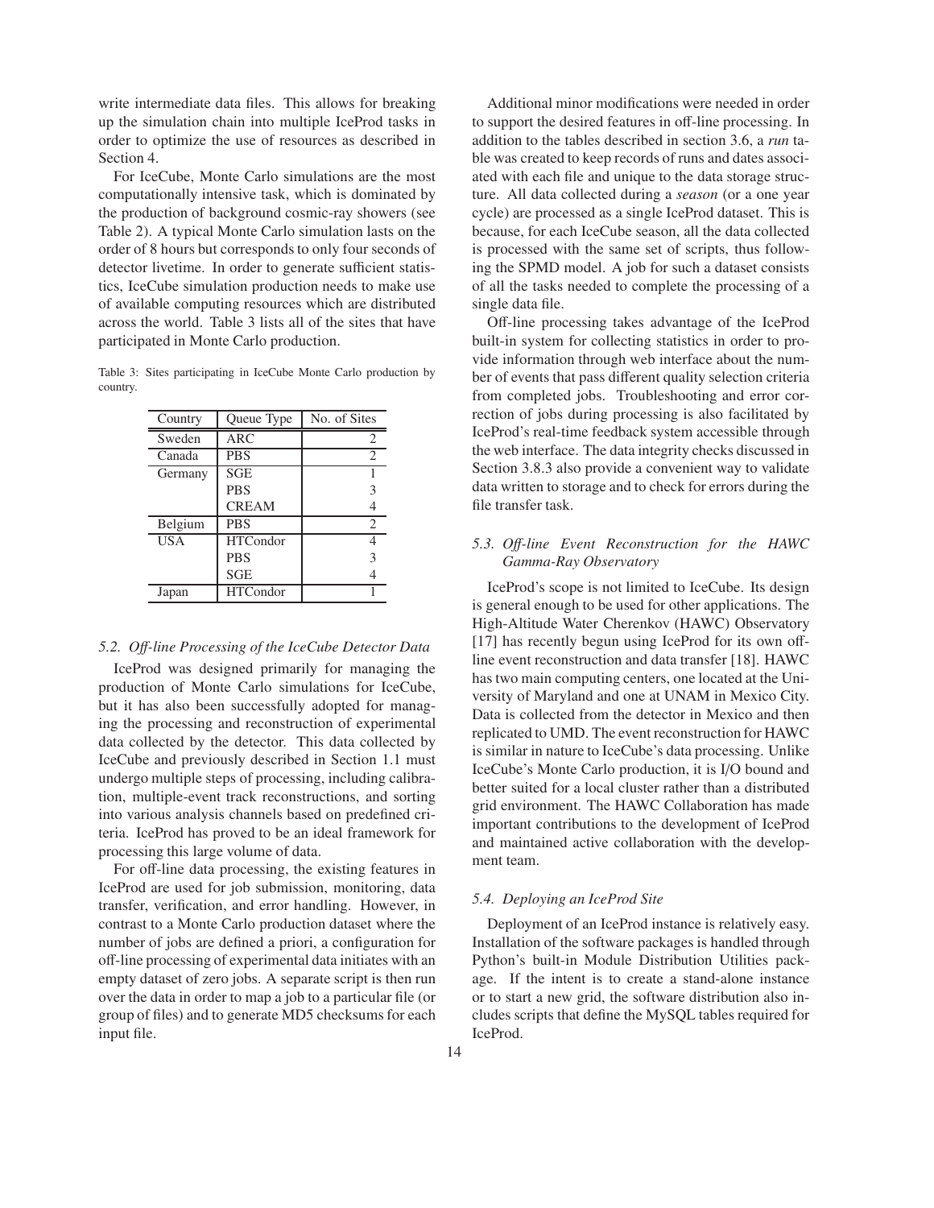write intermediate data files. This allows for breaking up the simulation chain into multiple IceProd tasks in order to optimize the use of resources as described in Section 4.

For IceCube, Monte Carlo simulations are the most computationally intensive task, which is dominated by the production of background cosmic-ray showers (see Table 2). A typical Monte Carlo simulation lasts on the order of 8 hours but corresponds to only four seconds of detector livetime. In order to generate sufficient statistics, IceCube simulation production needs to make use of available computing resources which are distributed across the world. Table 3 lists all of the sites that have participated in Monte Carlo production.

Table 3: Sites participating in IceCube Monte Carlo production by country.

| Country | Queue Type | No. of Sites |
|---|---|---|
| Sweden | ARC | 2 |
| Canada | PBS | 2 |
| Germany | SGE | 1 |
| | PBS | 3 |
| | CREAM | 4 |
| Belgium | PBS | 2 |
| USA | HTCondor | 4 |
| | PBS | 3 |
| | SGE | 4 |
| Japan | HTCondor | 1 |

### *5.2. Off-line Processing of the IceCube Detector Data*

IceProd was designed primarily for managing the production of Monte Carlo simulations for IceCube, but it has also been successfully adopted for managing the processing and reconstruction of experimental data collected by the detector. This data collected by IceCube and previously described in Section 1.1 must undergo multiple steps of processing, including calibration, multiple-event track reconstructions, and sorting into various analysis channels based on predefined criteria. IceProd has proved to be an ideal framework for processing this large volume of data.

For off-line data processing, the existing features in IceProd are used for job submission, monitoring, data transfer, verification, and error handling. However, in contrast to a Monte Carlo production dataset where the number of jobs are defined a priori, a configuration for off-line processing of experimental data initiates with an empty dataset of zero jobs. A separate script is then run over the data in order to map a job to a particular file (or group of files) and to generate MD5 checksums for each input file.

Additional minor modifications were needed in order to support the desired features in off-line processing. In addition to the tables described in section 3.6, a *run* table was created to keep records of runs and dates associated with each file and unique to the data storage structure. All data collected during a *season* (or a one year cycle) are processed as a single IceProd dataset. This is because, for each IceCube season, all the data collected is processed with the same set of scripts, thus following the SPMD model. A job for such a dataset consists of all the tasks needed to complete the processing of a single data file.

Off-line processing takes advantage of the IceProd built-in system for collecting statistics in order to provide information through web interface about the number of events that pass different quality selection criteria from completed jobs. Troubleshooting and error correction of jobs during processing is also facilitated by IceProd's real-time feedback system accessible through the web interface. The data integrity checks discussed in Section 3.8.3 also provide a convenient way to validate data written to storage and to check for errors during the file transfer task.

### *5.3. Off-line Event Reconstruction for the HAWC Gamma-Ray Observatory*

IceProd's scope is not limited to IceCube. Its design is general enough to be used for other applications. The High-Altitude Water Cherenkov (HAWC) Observatory [17] has recently begun using IceProd for its own off-line event reconstruction and data transfer [18]. HAWC has two main computing centers, one located at the University of Maryland and one at UNAM in Mexico City. Data is collected from the detector in Mexico and then replicated to UMD. The event reconstruction for HAWC is similar in nature to IceCube's data processing. Unlike IceCube's Monte Carlo production, it is I/O bound and better suited for a local cluster rather than a distributed grid environment. The HAWC Collaboration has made important contributions to the development of IceProd and maintained active collaboration with the development team.

### *5.4. Deploying an IceProd Site*

Deployment of an IceProd instance is relatively easy. Installation of the software packages is handled through Python's built-in Module Distribution Utilities package. If the intent is to create a stand-alone instance or to start a new grid, the software distribution also includes scripts that define the MySQL tables required for IceProd.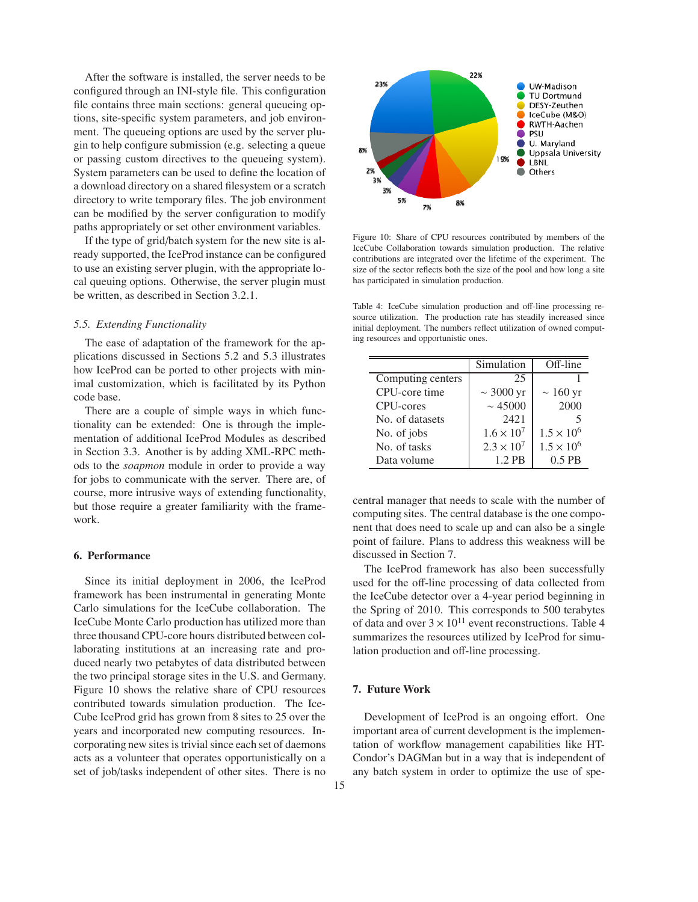After the software is installed, the server needs to be configured through an INI-style file. This configuration file contains three main sections: general queueing options, site-specific system parameters, and job environment. The queueing options are used by the server plugin to help configure submission (e.g. selecting a queue or passing custom directives to the queueing system). System parameters can be used to define the location of a download directory on a shared filesystem or a scratch directory to write temporary files. The job environment can be modified by the server configuration to modify paths appropriately or set other environment variables.

If the type of grid/batch system for the new site is already supported, the IceProd instance can be configured to use an existing server plugin, with the appropriate local queuing options. Otherwise, the server plugin must be written, as described in Section 3.2.1.

### *5.5. Extending Functionality*

The ease of adaptation of the framework for the applications discussed in Sections 5.2 and 5.3 illustrates how IceProd can be ported to other projects with minimal customization, which is facilitated by its Python code base.

There are a couple of simple ways in which functionality can be extended: One is through the implementation of additional IceProd Modules as described in Section 3.3. Another is by adding XML-RPC methods to the *soapmon* module in order to provide a way for jobs to communicate with the server. There are, of course, more intrusive ways of extending functionality, but those require a greater familiarity with the framework.

## 6. Performance

Since its initial deployment in 2006, the IceProd framework has been instrumental in generating Monte Carlo simulations for the IceCube collaboration. The IceCube Monte Carlo production has utilized more than three thousand CPU-core hours distributed between collaborating institutions at an increasing rate and produced nearly two petabytes of data distributed between the two principal storage sites in the U.S. and Germany. Figure 10 shows the relative share of CPU resources contributed towards simulation production. The IceCube IceProd grid has grown from 8 sites to 25 over the years and incorporated new computing resources. Incorporating new sites is trivial since each set of daemons acts as a volunteer that operates opportunistically on a set of job/tasks independent of other sites. There is no central manager that needs to scale with the number of computing sites. The central database is the one component that does need to scale up and can also be a single point of failure. Plans to address this weakness will be discussed in Section 7.

Figure 10: Share of CPU resources contributed by members of the IceCube Collaboration towards simulation production. The relative contributions are integrated over the lifetime of the experiment. The size of the sector reflects both the size of the pool and how long a site has participated in simulation production.

Table 4: IceCube simulation production and off-line processing resource utilization. The production rate has steadily increased since initial deployment. The numbers reflect utilization of owned computing resources and opportunistic ones.

| | Simulation | Off-line |
|---|---|---|
| Computing centers | 25 | 1 |
| CPU-core time | ~ 3000 yr | ~ 160 yr |
| CPU-cores | ~ 45000 | 2000 |
| No. of datasets | 2421 | 5 |
| No. of jobs | $1.6 \times 10^7$ | $1.5 \times 10^6$ |
| No. of tasks | $2.3 \times 10^7$ | $1.5 \times 10^6$ |
| Data volume | 1.2 PB | 0.5 PB |

The IceProd framework has also been successfully used for the off-line processing of data collected from the IceCube detector over a 4-year period beginning in the Spring of 2010. This corresponds to 500 terabytes of data and over $3 \times 10^{11}$ event reconstructions. Table 4 summarizes the resources utilized by IceProd for simulation production and off-line processing.

## 7. Future Work

Development of IceProd is an ongoing effort. One important area of current development is the implementation of workflow management capabilities like HTCondor's DAGMan but in a way that is independent of any batch system in order to optimize the use of spe-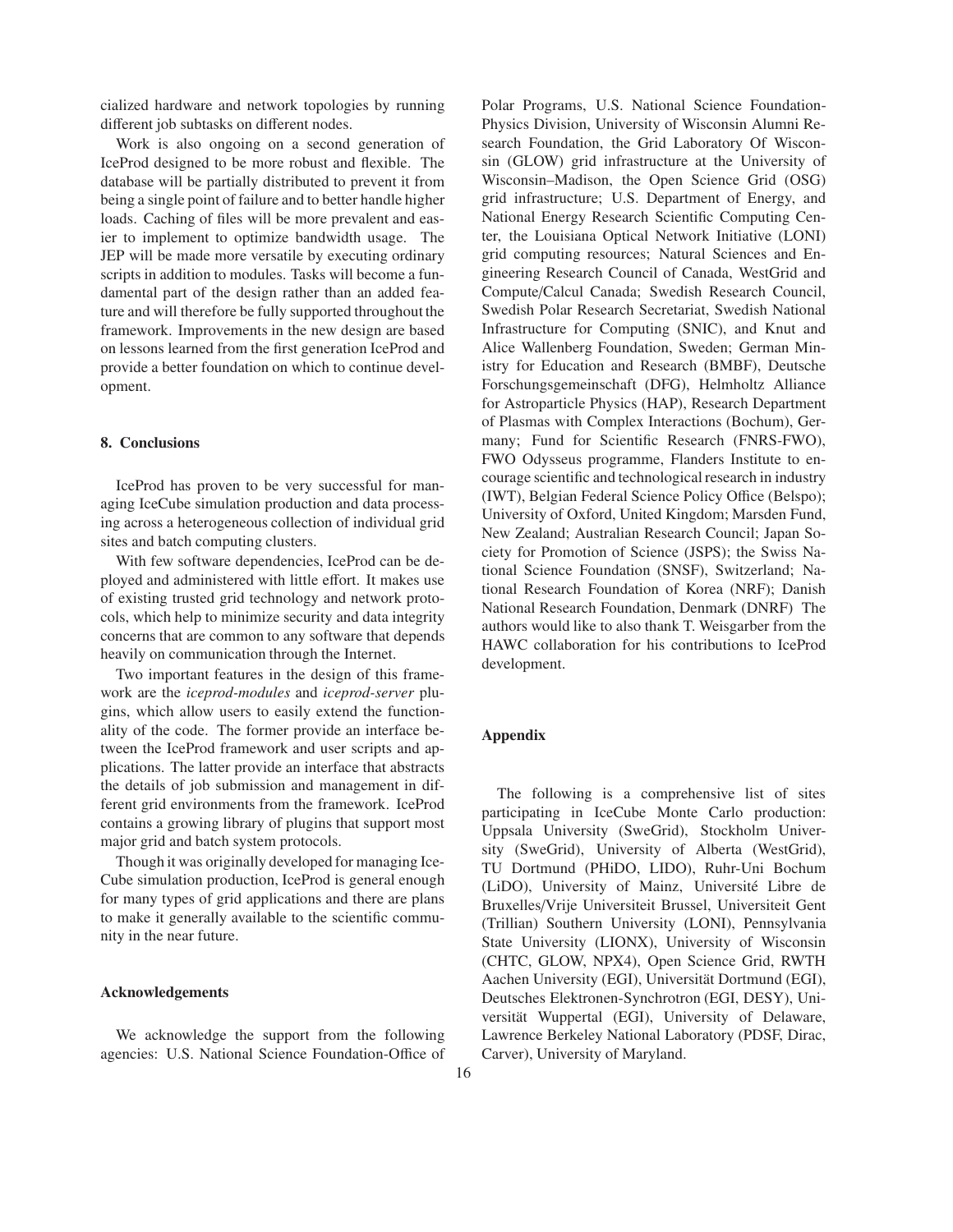cialized hardware and network topologies by running different job subtasks on different nodes.

Work is also ongoing on a second generation of IceProd designed to be more robust and flexible. The database will be partially distributed to prevent it from being a single point of failure and to better handle higher loads. Caching of files will be more prevalent and easier to implement to optimize bandwidth usage. The JEP will be made more versatile by executing ordinary scripts in addition to modules. Tasks will become a fundamental part of the design rather than an added feature and will therefore be fully supported throughout the framework. Improvements in the new design are based on lessons learned from the first generation IceProd and provide a better foundation on which to continue development.

## 8. Conclusions

IceProd has proven to be very successful for managing IceCube simulation production and data processing across a heterogeneous collection of individual grid sites and batch computing clusters.

With few software dependencies, IceProd can be deployed and administered with little effort. It makes use of existing trusted grid technology and network protocols, which help to minimize security and data integrity concerns that are common to any software that depends heavily on communication through the Internet.

Two important features in the design of this framework are the *iceprod-modules* and *iceprod-server* plugins, which allow users to easily extend the functionality of the code. The former provide an interface between the IceProd framework and user scripts and applications. The latter provide an interface that abstracts the details of job submission and management in different grid environments from the framework. IceProd contains a growing library of plugins that support most major grid and batch system protocols.

Though it was originally developed for managing IceCube simulation production, IceProd is general enough for many types of grid applications and there are plans to make it generally available to the scientific community in the near future.

## Acknowledgements

We acknowledge the support from the following agencies: U.S. National Science Foundation-Office of Polar Programs, U.S. National Science Foundation-Physics Division, University of Wisconsin Alumni Research Foundation, the Grid Laboratory Of Wisconsin (GLOW) grid infrastructure at the University of Wisconsin–Madison, the Open Science Grid (OSG) grid infrastructure; U.S. Department of Energy, and National Energy Research Scientific Computing Center, the Louisiana Optical Network Initiative (LONI) grid computing resources; Natural Sciences and Engineering Research Council of Canada, WestGrid and Compute/Calcul Canada; Swedish Research Council, Swedish Polar Research Secretariat, Swedish National Infrastructure for Computing (SNIC), and Knut and Alice Wallenberg Foundation, Sweden; German Ministry for Education and Research (BMBF), Deutsche Forschungsgemeinschaft (DFG), Helmholtz Alliance for Astroparticle Physics (HAP), Research Department of Plasmas with Complex Interactions (Bochum), Germany; Fund for Scientific Research (FNRS-FWO), FWO Odysseus programme, Flanders Institute to encourage scientific and technological research in industry (IWT), Belgian Federal Science Policy Office (Belspo); University of Oxford, United Kingdom; Marsden Fund, New Zealand; Australian Research Council; Japan Society for Promotion of Science (JSPS); the Swiss National Science Foundation (SNSF), Switzerland; National Research Foundation of Korea (NRF); Danish National Research Foundation, Denmark (DNRF) The authors would like to also thank T. Weisgarber from the HAWC collaboration for his contributions to IceProd development.

## Appendix

The following is a comprehensive list of sites participating in IceCube Monte Carlo production: Uppsala University (SweGrid), Stockholm University (SweGrid), University of Alberta (WestGrid), TU Dortmund (PHiDO, LIDO), Ruhr-Uni Bochum (LiDO), University of Mainz, Université Libre de Bruxelles/Vrije Universiteit Brussel, Universiteit Gent (Trillian) Southern University (LONI), Pennsylvania State University (LIONX), University of Wisconsin (CHTC, GLOW, NPX4), Open Science Grid, RWTH Aachen University (EGI), Universität Dortmund (EGI), Deutsches Elektronen-Synchrotron (EGI, DESY), Universität Wuppertal (EGI), University of Delaware, Lawrence Berkeley National Laboratory (PDSF, Dirac, Carver), University of Maryland.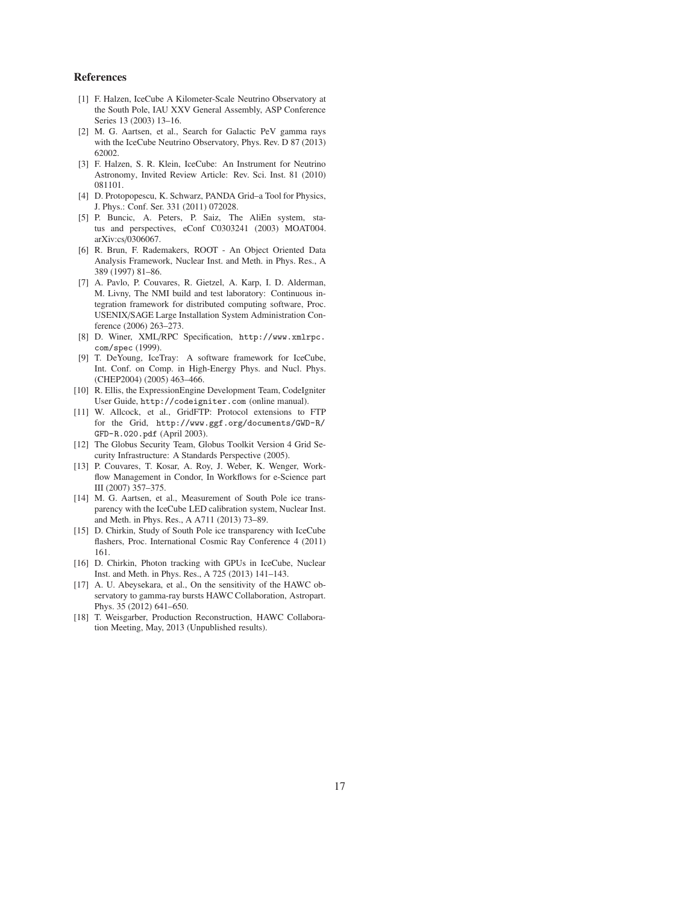## References

[1] F. Halzen, IceCube A Kilometer-Scale Neutrino Observatory at the South Pole, IAU XXV General Assembly, ASP Conference Series 13 (2003) 13–16.

[2] M. G. Aartsen, et al., Search for Galactic PeV gamma rays with the IceCube Neutrino Observatory, Phys. Rev. D 87 (2013) 62002.

[3] F. Halzen, S. R. Klein, IceCube: An Instrument for Neutrino Astronomy, Invited Review Article: Rev. Sci. Inst. 81 (2010) 081101.

[4] D. Protopopescu, K. Schwarz, PANDA Grid–a Tool for Physics, J. Phys.: Conf. Ser. 331 (2011) 072028.

[5] P. Buncic, A. Peters, P. Saiz, The AliEn system, status and perspectives, eConf C0303241 (2003) MOAT004. arXiv:cs/0306067.

[6] R. Brun, F. Rademakers, ROOT - An Object Oriented Data Analysis Framework, Nuclear Inst. and Meth. in Phys. Res., A 389 (1997) 81–86.

[7] A. Pavlo, P. Couvares, R. Gietzel, A. Karp, I. D. Alderman, M. Livny, The NMI build and test laboratory: Continuous integration framework for distributed computing software, Proc. USENIX/SAGE Large Installation System Administration Conference (2006) 263–273.

[8] D. Winer, XML/RPC Specification, `http://www.xmlrpc.com/spec` (1999).

[9] T. DeYoung, IceTray: A software framework for IceCube, Int. Conf. on Comp. in High-Energy Phys. and Nucl. Phys. (CHEP2004) (2005) 463–466.

[10] R. Ellis, the ExpressionEngine Development Team, CodeIgniter User Guide, `http://codeigniter.com` (online manual).

[11] W. Allcock, et al., GridFTP: Protocol extensions to FTP for the Grid, `http://www.ggf.org/documents/GWD-R/GFD-R.020.pdf` (April 2003).

[12] The Globus Security Team, Globus Toolkit Version 4 Grid Security Infrastructure: A Standards Perspective (2005).

[13] P. Couvares, T. Kosar, A. Roy, J. Weber, K. Wenger, Workflow Management in Condor, In Workflows for e-Science part III (2007) 357–375.

[14] M. G. Aartsen, et al., Measurement of South Pole ice transparency with the IceCube LED calibration system, Nuclear Inst. and Meth. in Phys. Res., A A711 (2013) 73–89.

[15] D. Chirkin, Study of South Pole ice transparency with IceCube flashers, Proc. International Cosmic Ray Conference 4 (2011) 161.

[16] D. Chirkin, Photon tracking with GPUs in IceCube, Nuclear Inst. and Meth. in Phys. Res., A 725 (2013) 141–143.

[17] A. U. Abeysekara, et al., On the sensitivity of the HAWC observatory to gamma-ray bursts HAWC Collaboration, Astropart. Phys. 35 (2012) 641–650.

[18] T. Weisgarber, Production Reconstruction, HAWC Collaboration Meeting, May, 2013 (Unpublished results).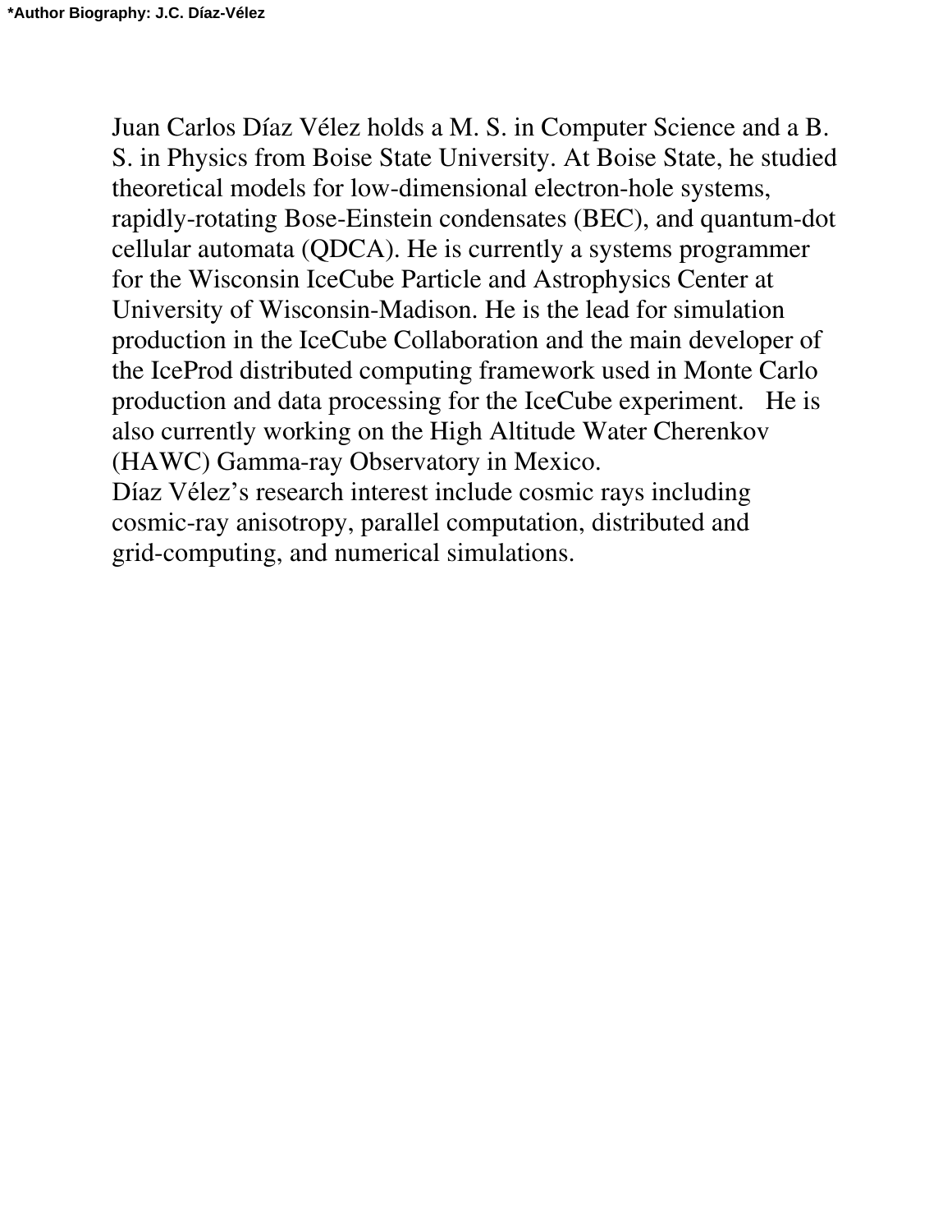**\*Author Biography: J.C. Díaz-Vélez**

Juan Carlos Díaz Vélez holds a M. S. in Computer Science and a B. S. in Physics from Boise State University. At Boise State, he studied theoretical models for low-dimensional electron-hole systems, rapidly-rotating Bose-Einstein condensates (BEC), and quantum-dot cellular automata (QDCA). He is currently a systems programmer for the Wisconsin IceCube Particle and Astrophysics Center at University of Wisconsin-Madison. He is the lead for simulation production in the IceCube Collaboration and the main developer of the IceProd distributed computing framework used in Monte Carlo production and data processing for the IceCube experiment. He is also currently working on the High Altitude Water Cherenkov (HAWC) Gamma-ray Observatory in Mexico.

Díaz Vélez's research interest include cosmic rays including cosmic-ray anisotropy, parallel computation, distributed and grid-computing, and numerical simulations.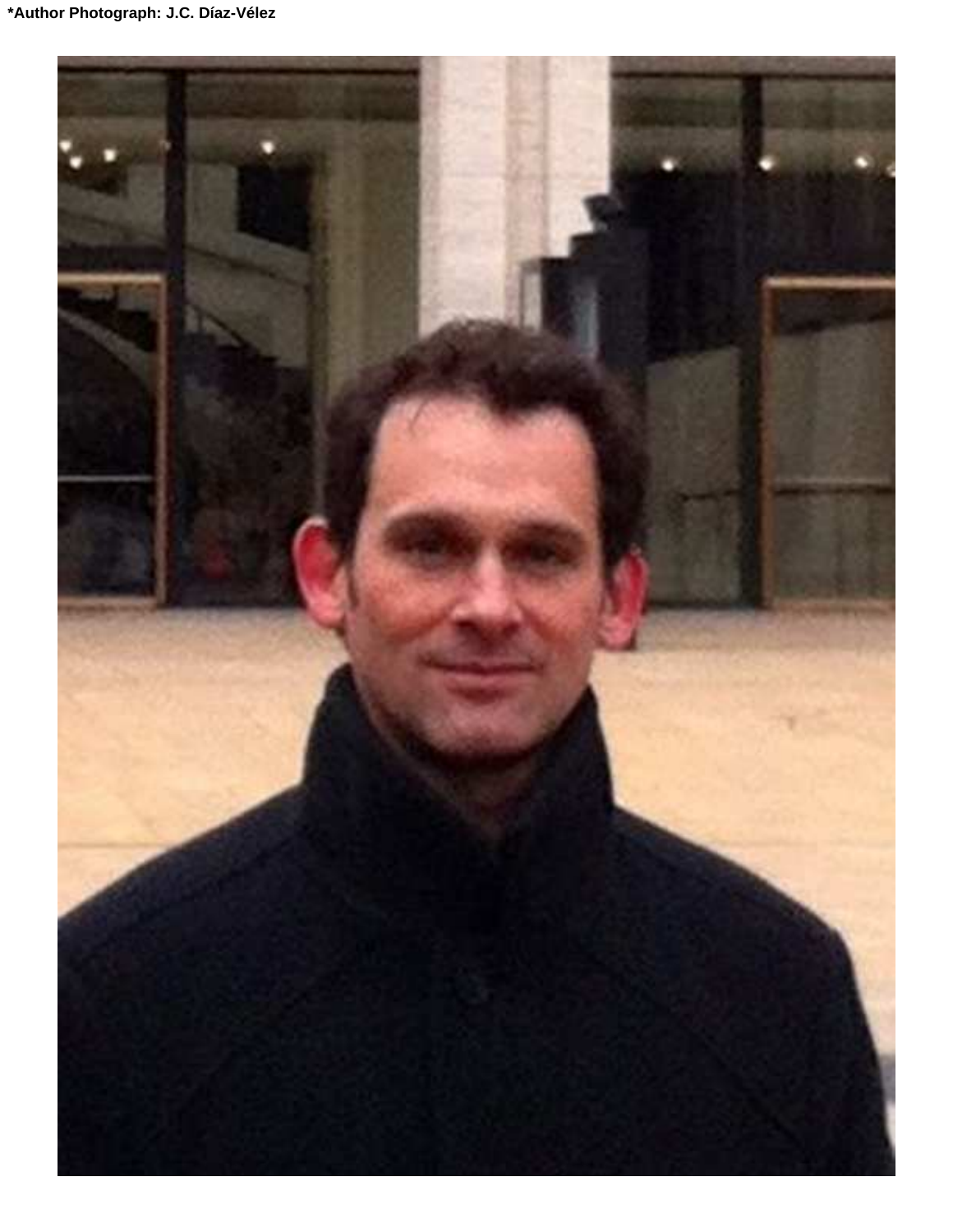**\*Author Photograph: J.C. Díaz-Vélez**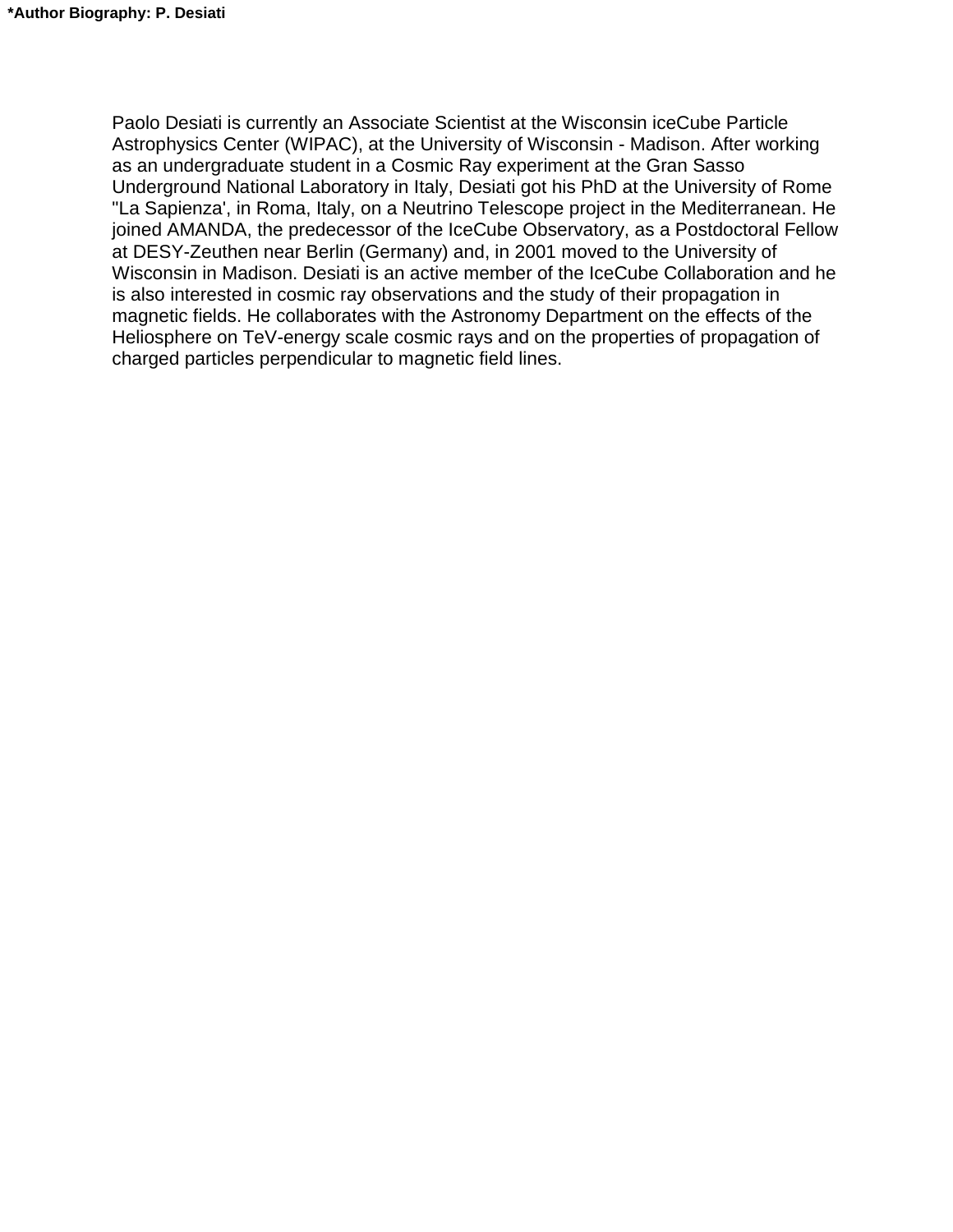**\*Author Biography: P. Desiati**

Paolo Desiati is currently an Associate Scientist at the Wisconsin iceCube Particle Astrophysics Center (WIPAC), at the University of Wisconsin - Madison. After working as an undergraduate student in a Cosmic Ray experiment at the Gran Sasso Underground National Laboratory in Italy, Desiati got his PhD at the University of Rome ''La Sapienza', in Roma, Italy, on a Neutrino Telescope project in the Mediterranean. He joined AMANDA, the predecessor of the IceCube Observatory, as a Postdoctoral Fellow at DESY-Zeuthen near Berlin (Germany) and, in 2001 moved to the University of Wisconsin in Madison. Desiati is an active member of the IceCube Collaboration and he is also interested in cosmic ray observations and the study of their propagation in magnetic fields. He collaborates with the Astronomy Department on the effects of the Heliosphere on TeV-energy scale cosmic rays and on the properties of propagation of charged particles perpendicular to magnetic field lines.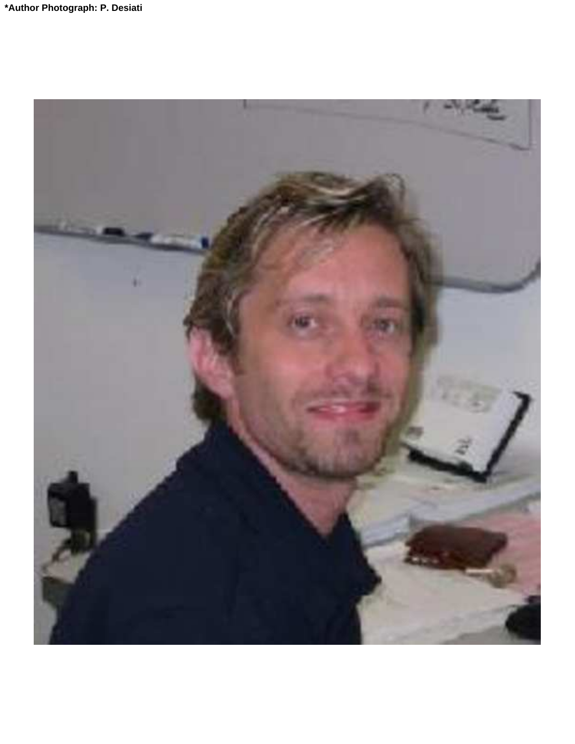**\*Author Photograph: P. Desiati**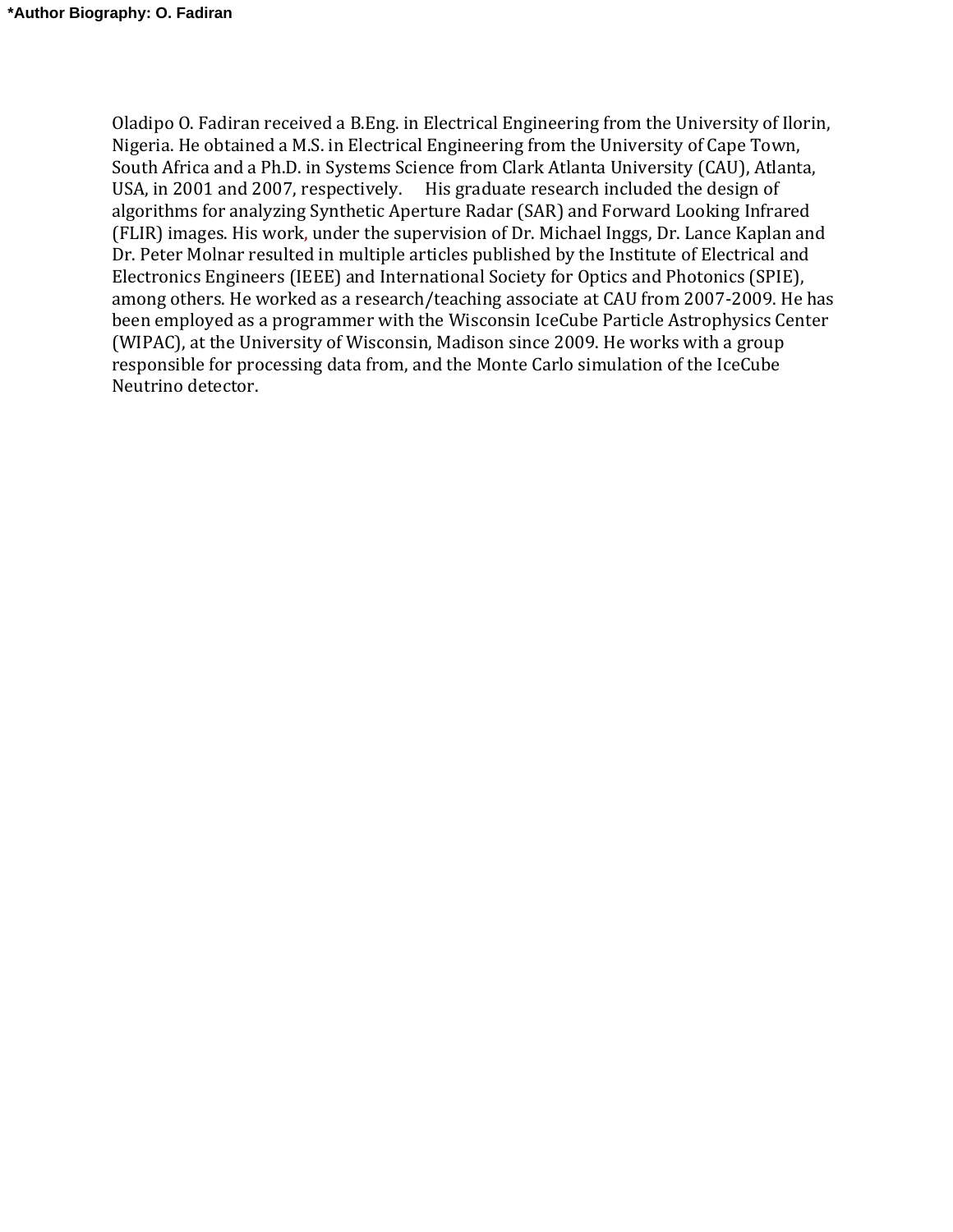**\*Author Biography: O. Fadiran**

Oladipo O. Fadiran received a B.Eng. in Electrical Engineering from the University of Ilorin, Nigeria. He obtained a M.S. in Electrical Engineering from the University of Cape Town, South Africa and a Ph.D. in Systems Science from Clark Atlanta University (CAU), Atlanta, USA, in 2001 and 2007, respectively. His graduate research included the design of algorithms for analyzing Synthetic Aperture Radar (SAR) and Forward Looking Infrared (FLIR) images. His work, under the supervision of Dr. Michael Inggs, Dr. Lance Kaplan and Dr. Peter Molnar resulted in multiple articles published by the Institute of Electrical and Electronics Engineers (IEEE) and International Society for Optics and Photonics (SPIE), among others. He worked as a research/teaching associate at CAU from 2007-2009. He has been employed as a programmer with the Wisconsin IceCube Particle Astrophysics Center (WIPAC), at the University of Wisconsin, Madison since 2009. He works with a group responsible for processing data from, and the Monte Carlo simulation of the IceCube Neutrino detector.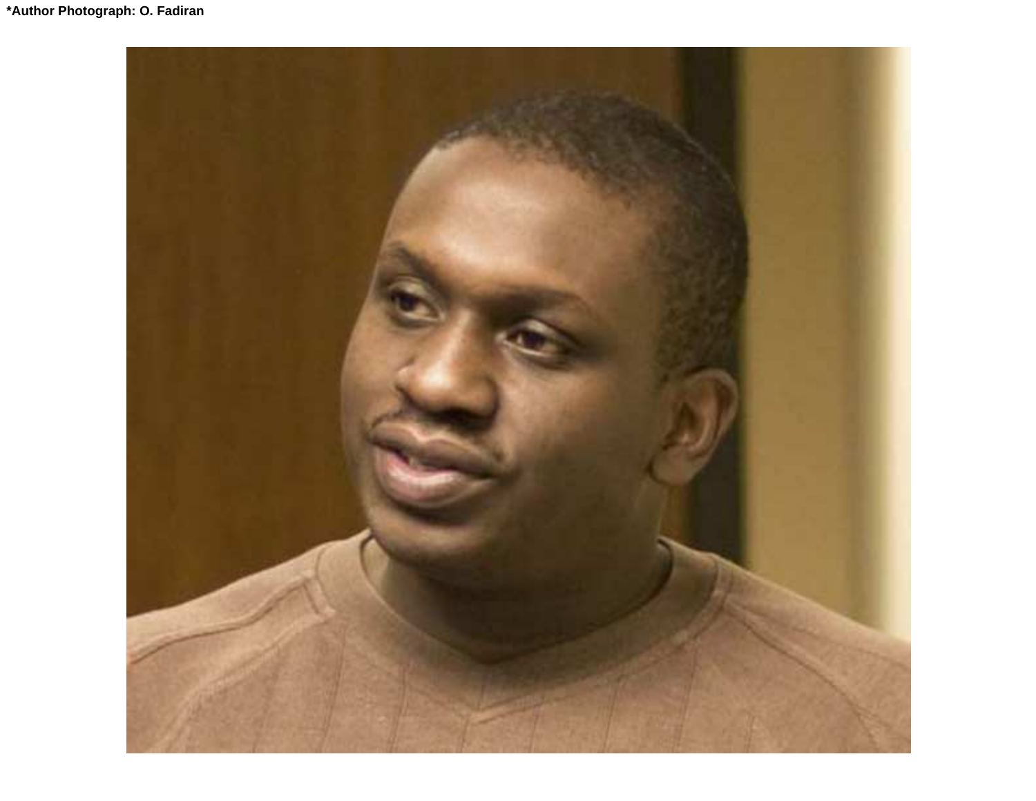*Author Photograph: O. Fadiran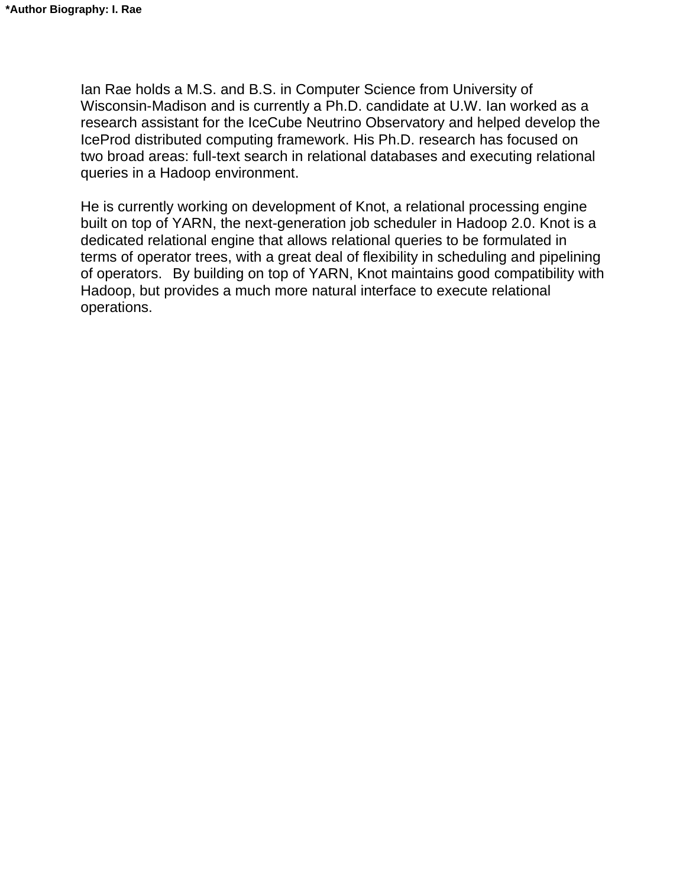**\*Author Biography: I. Rae**

Ian Rae holds a M.S. and B.S. in Computer Science from University of Wisconsin-Madison and is currently a Ph.D. candidate at U.W. Ian worked as a research assistant for the IceCube Neutrino Observatory and helped develop the IceProd distributed computing framework. His Ph.D. research has focused on two broad areas: full-text search in relational databases and executing relational queries in a Hadoop environment.

He is currently working on development of Knot, a relational processing engine built on top of YARN, the next-generation job scheduler in Hadoop 2.0. Knot is a dedicated relational engine that allows relational queries to be formulated in terms of operator trees, with a great deal of flexibility in scheduling and pipelining of operators. By building on top of YARN, Knot maintains good compatibility with Hadoop, but provides a much more natural interface to execute relational operations.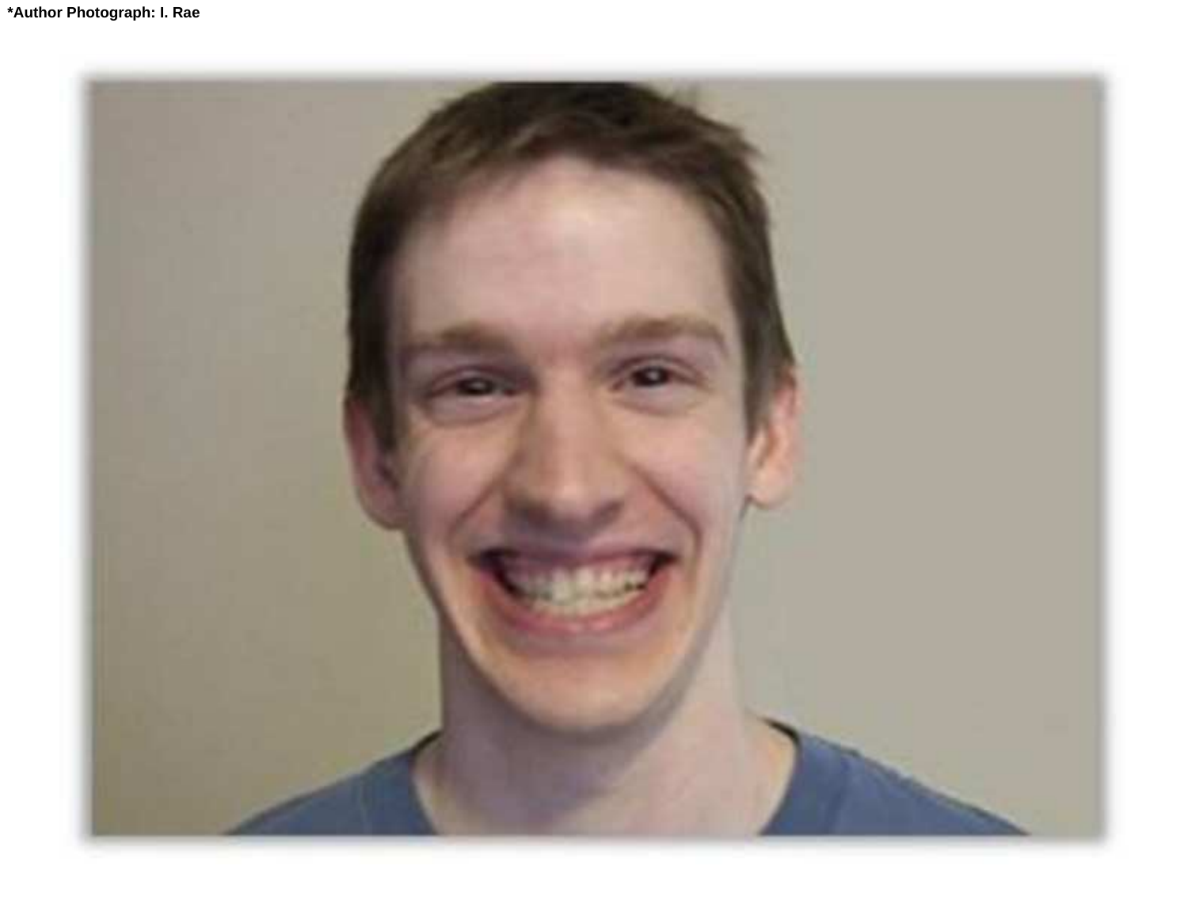*Author Photograph: I. Rae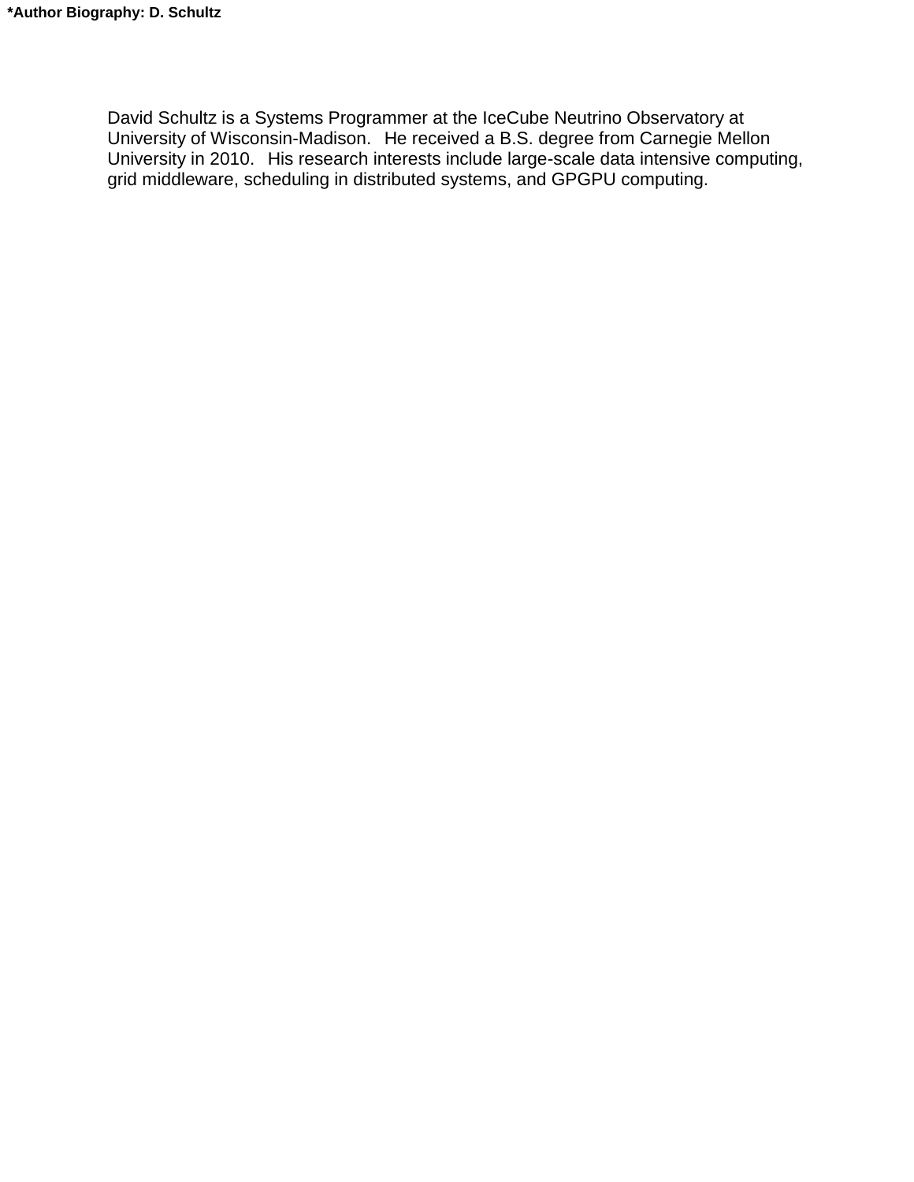**\*Author Biography: D. Schultz**

David Schultz is a Systems Programmer at the IceCube Neutrino Observatory at University of Wisconsin-Madison. He received a B.S. degree from Carnegie Mellon University in 2010. His research interests include large-scale data intensive computing, grid middleware, scheduling in distributed systems, and GPGPU computing.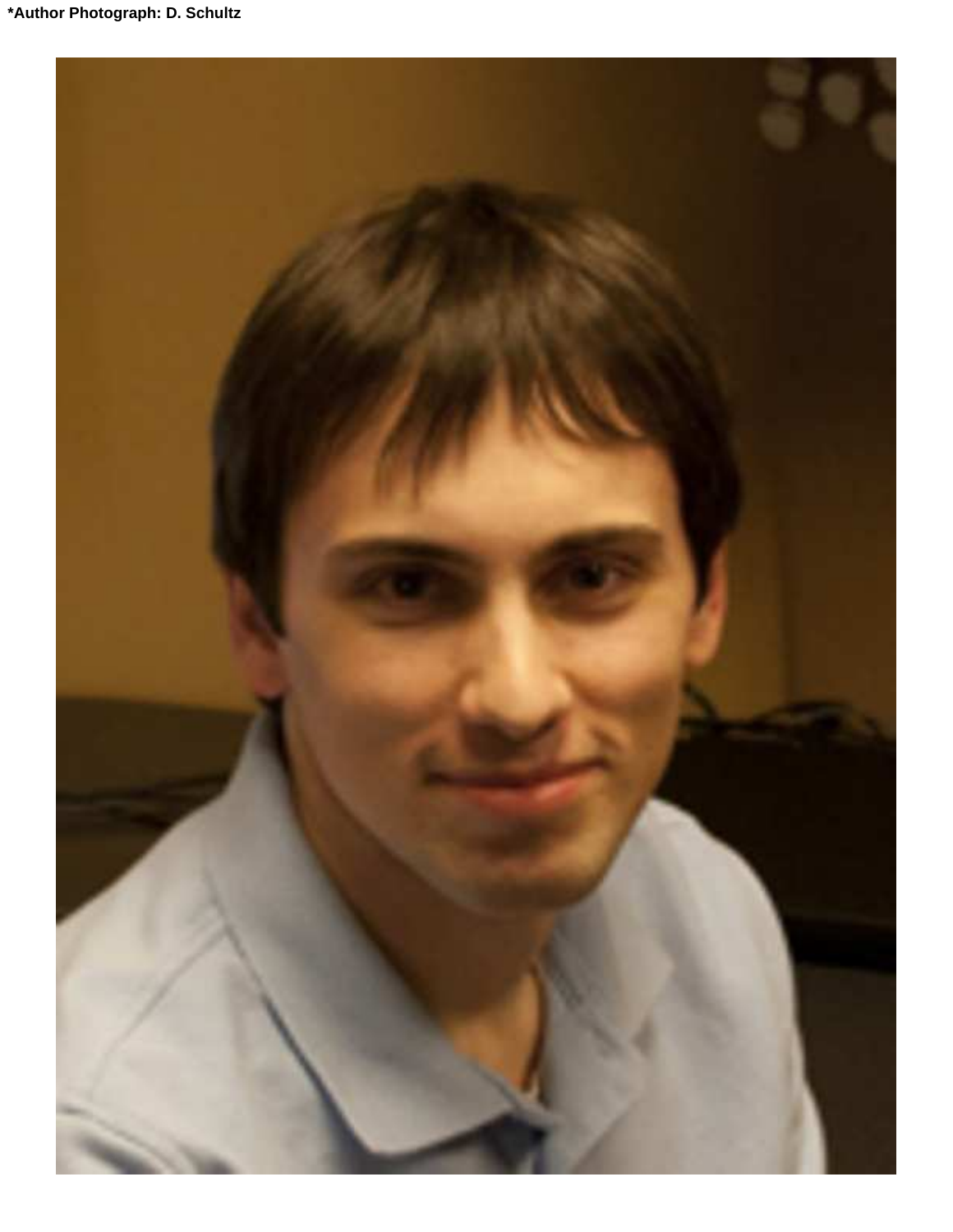**\*Author Photograph: D. Schultz**